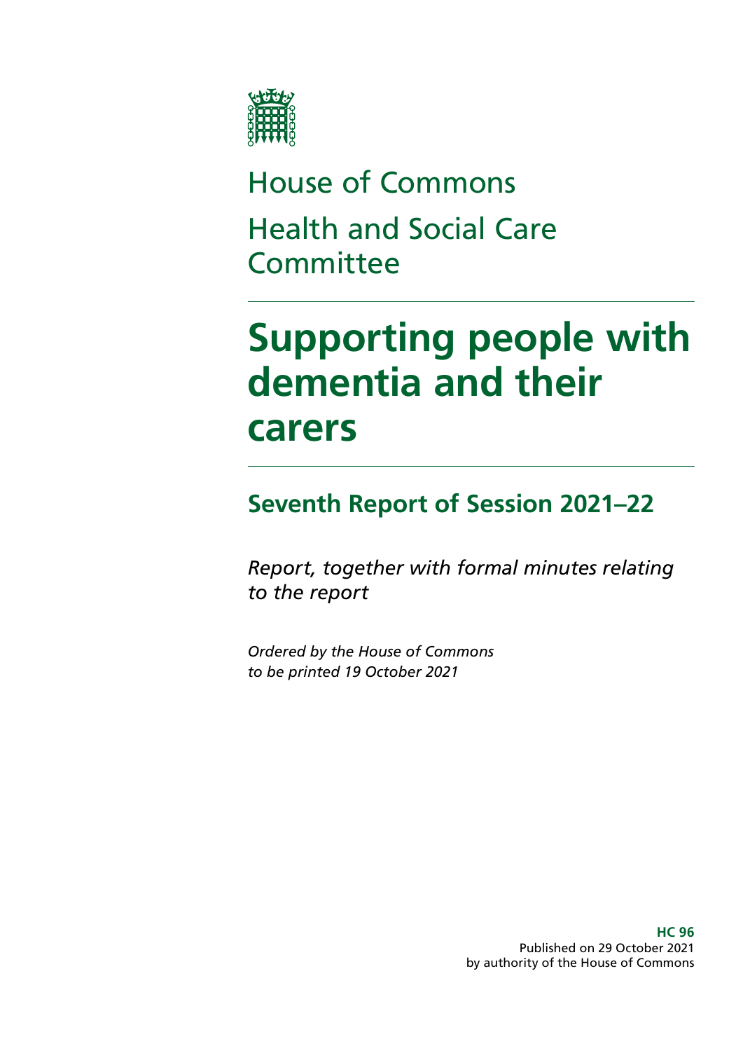House of Commons

Health and Social Care Committee

# Supporting people with dementia and their carers

## Seventh Report of Session 2021–22

*Report, together with formal minutes relating to the report*

*Ordered by the House of Commons to be printed 19 October 2021*

**HC 96**
Published on 29 October 2021
by authority of the House of Commons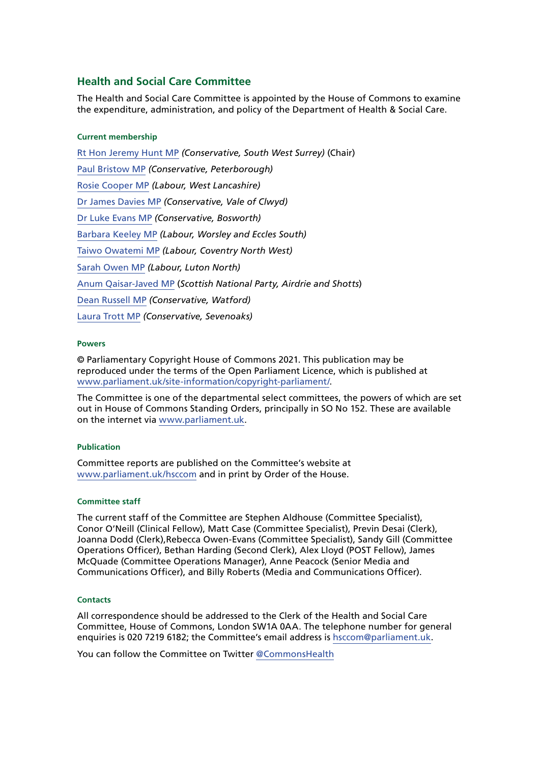## Health and Social Care Committee

The Health and Social Care Committee is appointed by the House of Commons to examine the expenditure, administration, and policy of the Department of Health & Social Care.

#### Current membership

Rt Hon Jeremy Hunt MP *(Conservative, South West Surrey)* (Chair)

Paul Bristow MP *(Conservative, Peterborough)*

Rosie Cooper MP *(Labour, West Lancashire)*

Dr James Davies MP *(Conservative, Vale of Clwyd)*

Dr Luke Evans MP *(Conservative, Bosworth)*

Barbara Keeley MP *(Labour, Worsley and Eccles South)*

Taiwo Owatemi MP *(Labour, Coventry North West)*

Sarah Owen MP *(Labour, Luton North)*

Anum Qaisar-Javed MP (*Scottish National Party, Airdrie and Shotts*)

Dean Russell MP *(Conservative, Watford)*

Laura Trott MP *(Conservative, Sevenoaks)*

#### Powers

© Parliamentary Copyright House of Commons 2021. This publication may be reproduced under the terms of the Open Parliament Licence, which is published at www.parliament.uk/site-information/copyright-parliament/.

The Committee is one of the departmental select committees, the powers of which are set out in House of Commons Standing Orders, principally in SO No 152. These are available on the internet via www.parliament.uk.

#### Publication

Committee reports are published on the Committee's website at www.parliament.uk/hsccom and in print by Order of the House.

#### Committee staff

The current staff of the Committee are Stephen Aldhouse (Committee Specialist), Conor O'Neill (Clinical Fellow), Matt Case (Committee Specialist), Previn Desai (Clerk), Joanna Dodd (Clerk),Rebecca Owen-Evans (Committee Specialist), Sandy Gill (Committee Operations Officer), Bethan Harding (Second Clerk), Alex Lloyd (POST Fellow), James McQuade (Committee Operations Manager), Anne Peacock (Senior Media and Communications Officer), and Billy Roberts (Media and Communications Officer).

#### Contacts

All correspondence should be addressed to the Clerk of the Health and Social Care Committee, House of Commons, London SW1A 0AA. The telephone number for general enquiries is 020 7219 6182; the Committee's email address is hsccom@parliament.uk.

You can follow the Committee on Twitter @CommonsHealth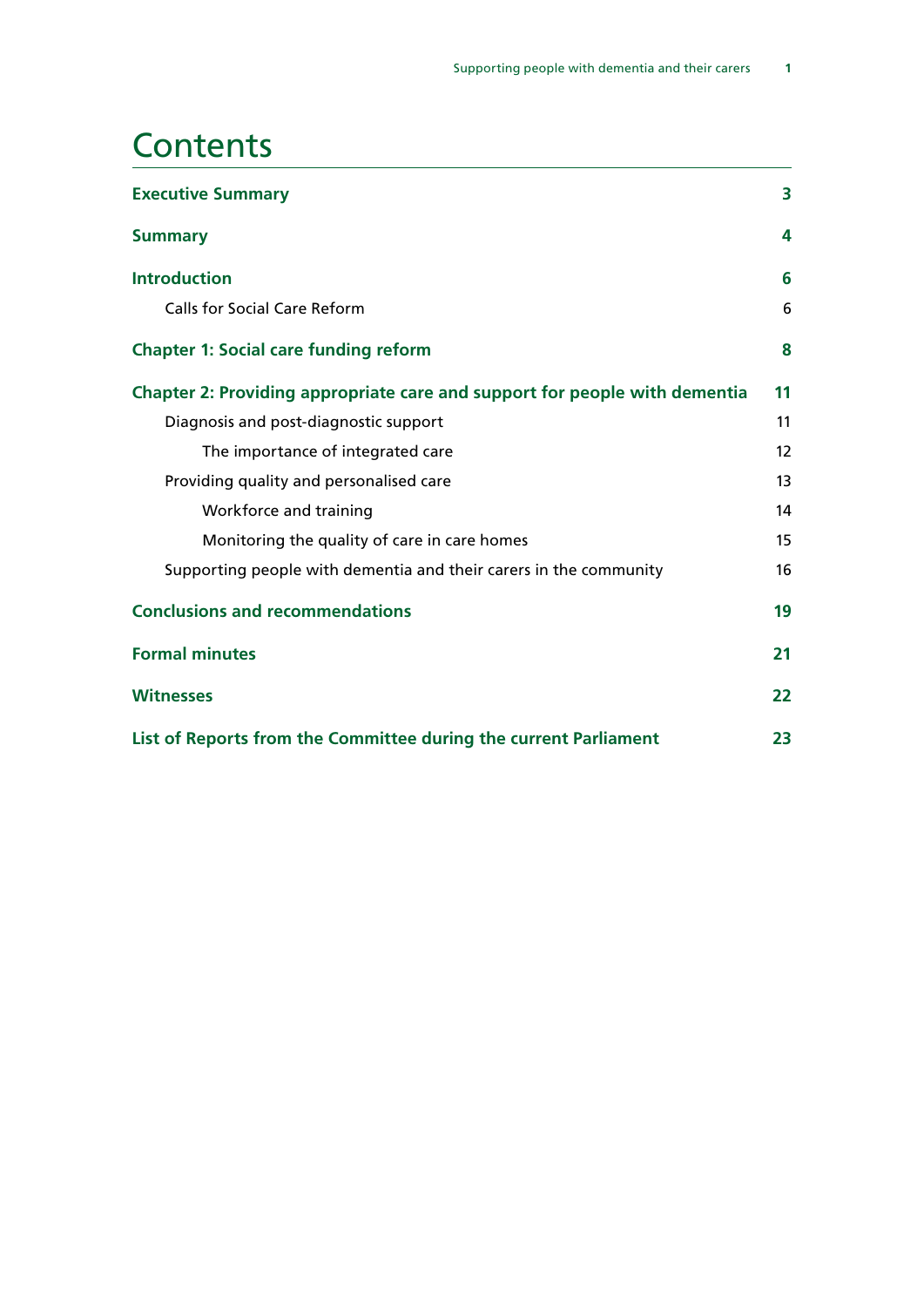# Contents

| | |
|---|---|
| **Executive Summary** | **3** |
| **Summary** | **4** |
| **Introduction** | **6** |
| Calls for Social Care Reform | 6 |
| **Chapter 1: Social care funding reform** | **8** |
| **Chapter 2: Providing appropriate care and support for people with dementia** | **11** |
| Diagnosis and post-diagnostic support | 11 |
| The importance of integrated care | 12 |
| Providing quality and personalised care | 13 |
| Workforce and training | 14 |
| Monitoring the quality of care in care homes | 15 |
| Supporting people with dementia and their carers in the community | 16 |
| **Conclusions and recommendations** | **19** |
| **Formal minutes** | **21** |
| **Witnesses** | **22** |
| **List of Reports from the Committee during the current Parliament** | **23** |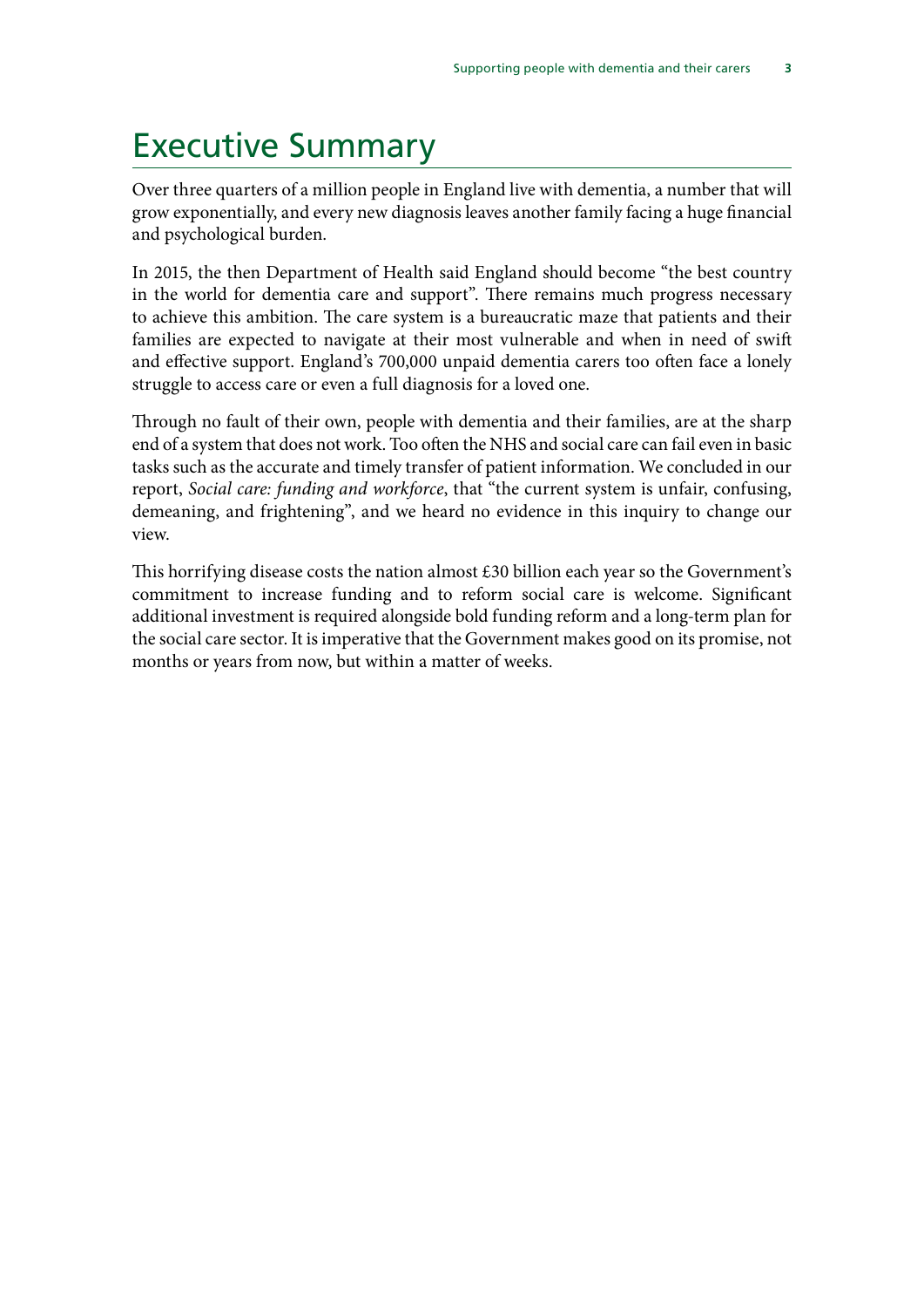# Executive Summary

Over three quarters of a million people in England live with dementia, a number that will grow exponentially, and every new diagnosis leaves another family facing a huge financial and psychological burden.

In 2015, the then Department of Health said England should become "the best country in the world for dementia care and support". There remains much progress necessary to achieve this ambition. The care system is a bureaucratic maze that patients and their families are expected to navigate at their most vulnerable and when in need of swift and effective support. England's 700,000 unpaid dementia carers too often face a lonely struggle to access care or even a full diagnosis for a loved one.

Through no fault of their own, people with dementia and their families, are at the sharp end of a system that does not work. Too often the NHS and social care can fail even in basic tasks such as the accurate and timely transfer of patient information. We concluded in our report, *Social care: funding and workforce*, that "the current system is unfair, confusing, demeaning, and frightening", and we heard no evidence in this inquiry to change our view.

This horrifying disease costs the nation almost £30 billion each year so the Government's commitment to increase funding and to reform social care is welcome. Significant additional investment is required alongside bold funding reform and a long-term plan for the social care sector. It is imperative that the Government makes good on its promise, not months or years from now, but within a matter of weeks.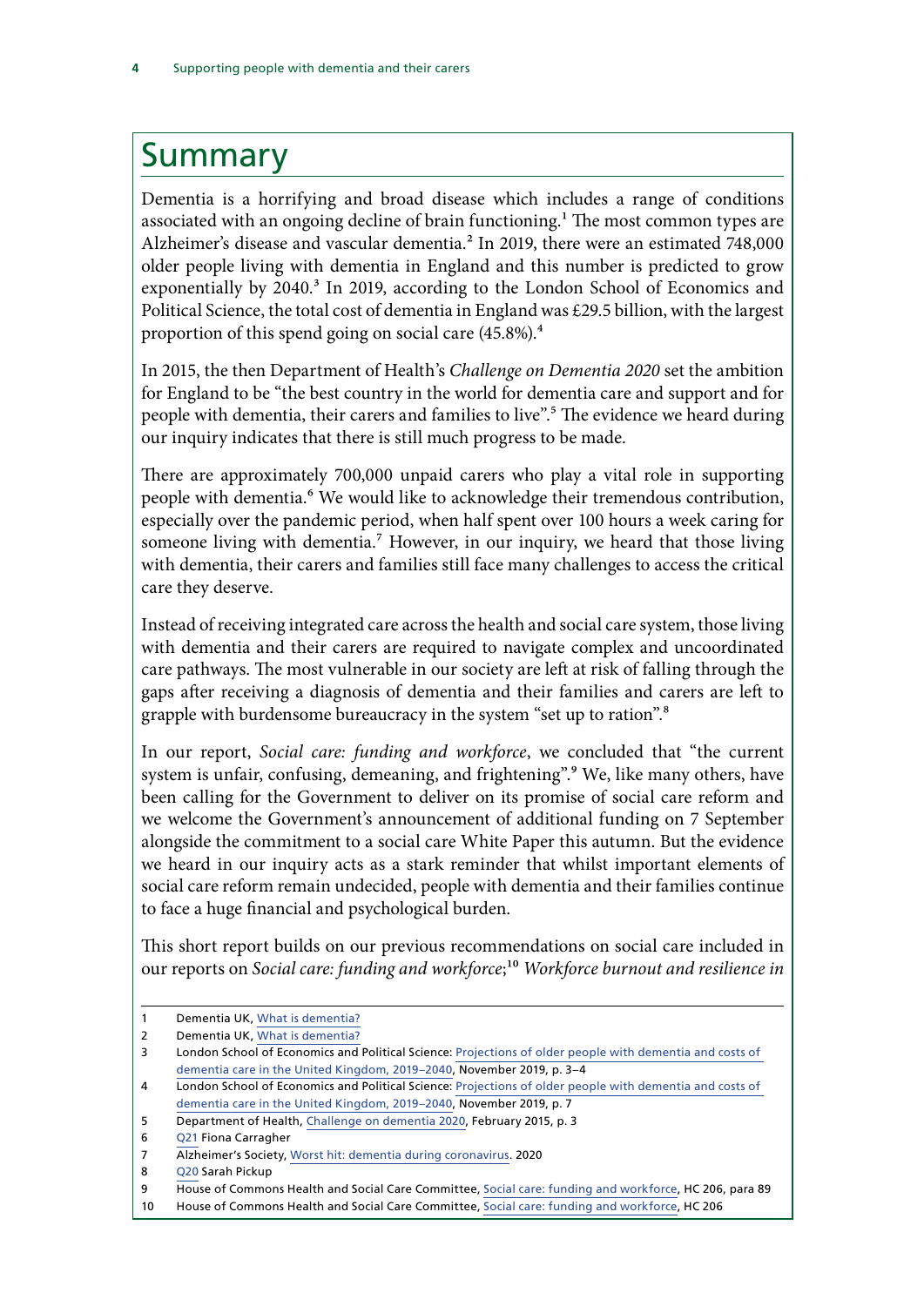# Summary

Dementia is a horrifying and broad disease which includes a range of conditions associated with an ongoing decline of brain functioning.[1] The most common types are Alzheimer's disease and vascular dementia.[2] In 2019, there were an estimated 748,000 older people living with dementia in England and this number is predicted to grow exponentially by 2040.[3] In 2019, according to the London School of Economics and Political Science, the total cost of dementia in England was £29.5 billion, with the largest proportion of this spend going on social care (45.8%).[4]

In 2015, the then Department of Health's *Challenge on Dementia 2020* set the ambition for England to be "the best country in the world for dementia care and support and for people with dementia, their carers and families to live".[5] The evidence we heard during our inquiry indicates that there is still much progress to be made.

There are approximately 700,000 unpaid carers who play a vital role in supporting people with dementia.[6] We would like to acknowledge their tremendous contribution, especially over the pandemic period, when half spent over 100 hours a week caring for someone living with dementia.[7] However, in our inquiry, we heard that those living with dementia, their carers and families still face many challenges to access the critical care they deserve.

Instead of receiving integrated care across the health and social care system, those living with dementia and their carers are required to navigate complex and uncoordinated care pathways. The most vulnerable in our society are left at risk of falling through the gaps after receiving a diagnosis of dementia and their families and carers are left to grapple with burdensome bureaucracy in the system "set up to ration".[8]

In our report, *Social care: funding and workforce*, we concluded that "the current system is unfair, confusing, demeaning, and frightening".[9] We, like many others, have been calling for the Government to deliver on its promise of social care reform and we welcome the Government's announcement of additional funding on 7 September alongside the commitment to a social care White Paper this autumn. But the evidence we heard in our inquiry acts as a stark reminder that whilst important elements of social care reform remain undecided, people with dementia and their families continue to face a huge financial and psychological burden.

This short report builds on our previous recommendations on social care included in our reports on *Social care: funding and workforce*;[10] *Workforce burnout and resilience in*

1 Dementia UK, What is dementia?
2 Dementia UK, What is dementia?
3 London School of Economics and Political Science: Projections of older people with dementia and costs of dementia care in the United Kingdom, 2019–2040, November 2019, p. 3–4
4 London School of Economics and Political Science: Projections of older people with dementia and costs of dementia care in the United Kingdom, 2019–2040, November 2019, p. 7
5 Department of Health, Challenge on dementia 2020, February 2015, p. 3
6 Q21 Fiona Carragher
7 Alzheimer's Society, Worst hit: dementia during coronavirus. 2020
8 Q20 Sarah Pickup
9 House of Commons Health and Social Care Committee, Social care: funding and workforce, HC 206, para 89
10 House of Commons Health and Social Care Committee, Social care: funding and workforce, HC 206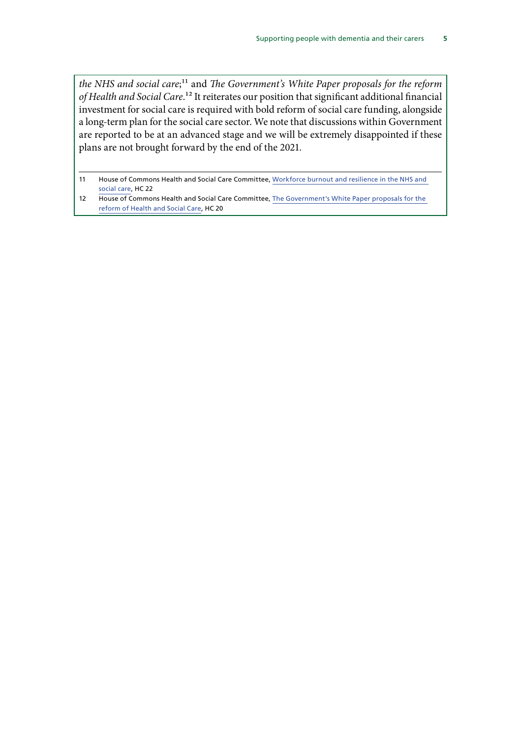*the NHS and social care*;[11] and *The Government's White Paper proposals for the reform of Health and Social Care*.[12] It reiterates our position that significant additional financial investment for social care is required with bold reform of social care funding, alongside a long-term plan for the social care sector. We note that discussions within Government are reported to be at an advanced stage and we will be extremely disappointed if these plans are not brought forward by the end of the 2021.

11 House of Commons Health and Social Care Committee, Workforce burnout and resilience in the NHS and social care, HC 22

12 House of Commons Health and Social Care Committee, The Government's White Paper proposals for the reform of Health and Social Care, HC 20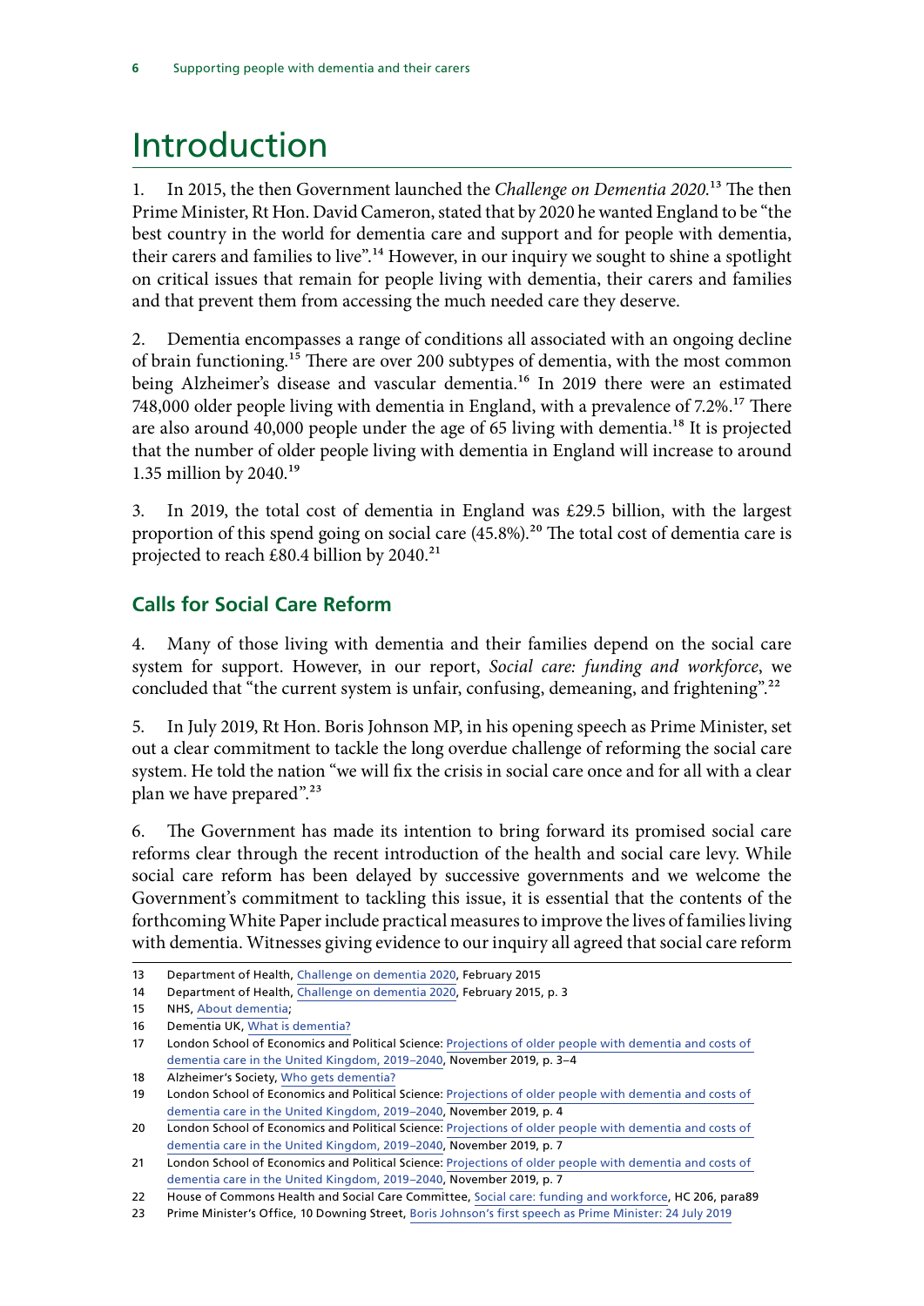# Introduction

1. In 2015, the then Government launched the *Challenge on Dementia 2020*.[13] The then Prime Minister, Rt Hon. David Cameron, stated that by 2020 he wanted England to be "the best country in the world for dementia care and support and for people with dementia, their carers and families to live".[14] However, in our inquiry we sought to shine a spotlight on critical issues that remain for people living with dementia, their carers and families and that prevent them from accessing the much needed care they deserve.

2. Dementia encompasses a range of conditions all associated with an ongoing decline of brain functioning.[15] There are over 200 subtypes of dementia, with the most common being Alzheimer's disease and vascular dementia.[16] In 2019 there were an estimated 748,000 older people living with dementia in England, with a prevalence of 7.2%.[17] There are also around 40,000 people under the age of 65 living with dementia.[18] It is projected that the number of older people living with dementia in England will increase to around 1.35 million by 2040.[19]

3. In 2019, the total cost of dementia in England was £29.5 billion, with the largest proportion of this spend going on social care (45.8%).[20] The total cost of dementia care is projected to reach £80.4 billion by 2040.[21]

## Calls for Social Care Reform

4. Many of those living with dementia and their families depend on the social care system for support. However, in our report, *Social care: funding and workforce*, we concluded that "the current system is unfair, confusing, demeaning, and frightening".[22]

5. In July 2019, Rt Hon. Boris Johnson MP, in his opening speech as Prime Minister, set out a clear commitment to tackle the long overdue challenge of reforming the social care system. He told the nation "we will fix the crisis in social care once and for all with a clear plan we have prepared".[23]

6. The Government has made its intention to bring forward its promised social care reforms clear through the recent introduction of the health and social care levy. While social care reform has been delayed by successive governments and we welcome the Government's commitment to tackling this issue, it is essential that the contents of the forthcoming White Paper include practical measures to improve the lives of families living with dementia. Witnesses giving evidence to our inquiry all agreed that social care reform

---

13 Department of Health, Challenge on dementia 2020, February 2015

14 Department of Health, Challenge on dementia 2020, February 2015, p. 3

15 NHS, About dementia;

16 Dementia UK, What is dementia?

17 London School of Economics and Political Science: Projections of older people with dementia and costs of dementia care in the United Kingdom, 2019–2040, November 2019, p. 3–4

18 Alzheimer's Society, Who gets dementia?

19 London School of Economics and Political Science: Projections of older people with dementia and costs of dementia care in the United Kingdom, 2019–2040, November 2019, p. 4

20 London School of Economics and Political Science: Projections of older people with dementia and costs of dementia care in the United Kingdom, 2019–2040, November 2019, p. 7

21 London School of Economics and Political Science: Projections of older people with dementia and costs of dementia care in the United Kingdom, 2019–2040, November 2019, p. 7

22 House of Commons Health and Social Care Committee, Social care: funding and workforce, HC 206, para89

23 Prime Minister's Office, 10 Downing Street, Boris Johnson's first speech as Prime Minister: 24 July 2019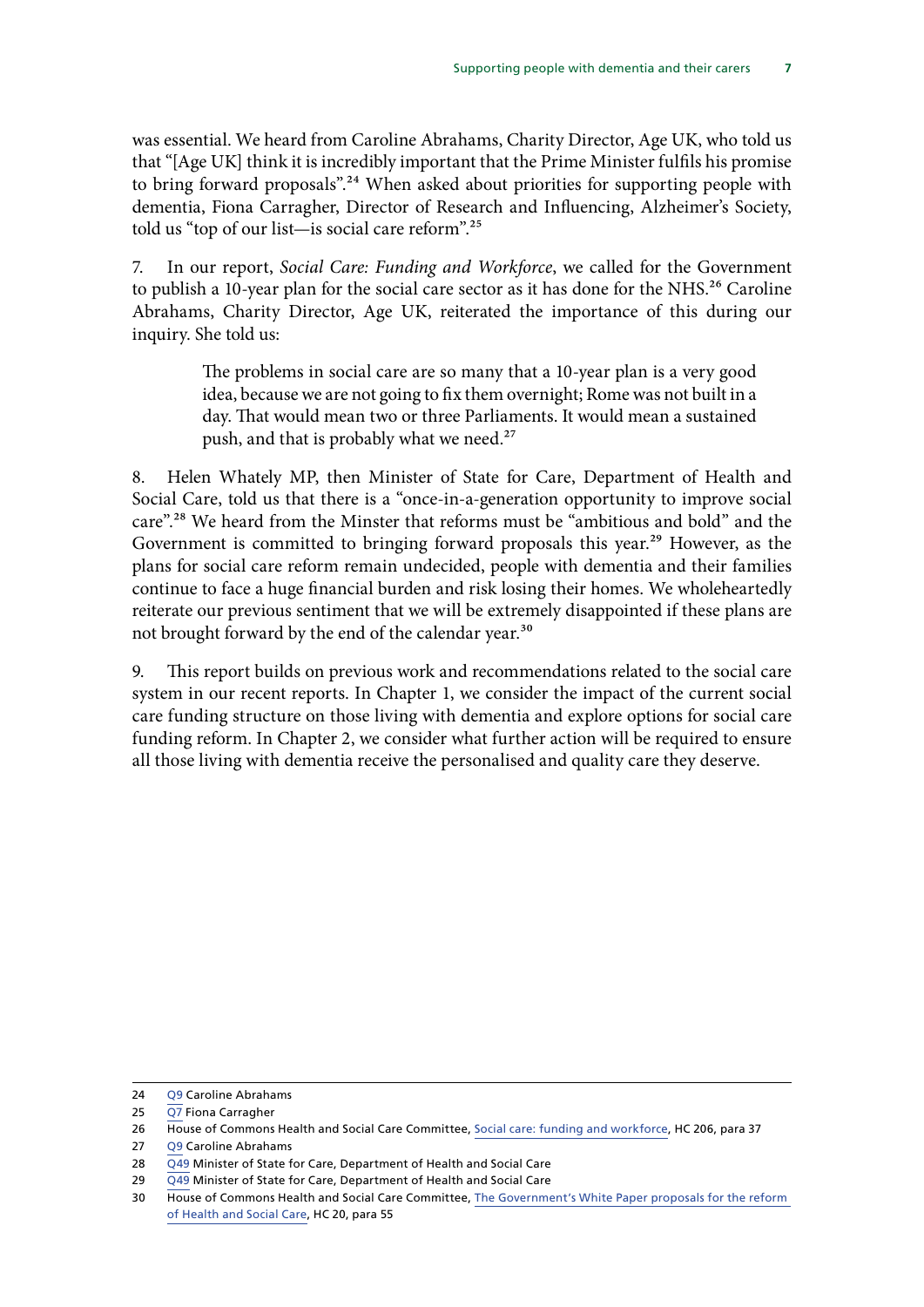was essential. We heard from Caroline Abrahams, Charity Director, Age UK, who told us that "[Age UK] think it is incredibly important that the Prime Minister fulfils his promise to bring forward proposals".[24] When asked about priorities for supporting people with dementia, Fiona Carragher, Director of Research and Influencing, Alzheimer's Society, told us "top of our list—is social care reform".[25]

7. In our report, *Social Care: Funding and Workforce*, we called for the Government to publish a 10-year plan for the social care sector as it has done for the NHS.[26] Caroline Abrahams, Charity Director, Age UK, reiterated the importance of this during our inquiry. She told us:

> The problems in social care are so many that a 10-year plan is a very good idea, because we are not going to fix them overnight; Rome was not built in a day. That would mean two or three Parliaments. It would mean a sustained push, and that is probably what we need.[27]

8. Helen Whately MP, then Minister of State for Care, Department of Health and Social Care, told us that there is a "once-in-a-generation opportunity to improve social care".[28] We heard from the Minster that reforms must be "ambitious and bold" and the Government is committed to bringing forward proposals this year.[29] However, as the plans for social care reform remain undecided, people with dementia and their families continue to face a huge financial burden and risk losing their homes. We wholeheartedly reiterate our previous sentiment that we will be extremely disappointed if these plans are not brought forward by the end of the calendar year.[30]

9. This report builds on previous work and recommendations related to the social care system in our recent reports. In Chapter 1, we consider the impact of the current social care funding structure on those living with dementia and explore options for social care funding reform. In Chapter 2, we consider what further action will be required to ensure all those living with dementia receive the personalised and quality care they deserve.

---

24 Q9 Caroline Abrahams

25 Q7 Fiona Carragher

26 House of Commons Health and Social Care Committee, Social care: funding and workforce, HC 206, para 37

27 Q9 Caroline Abrahams

28 Q49 Minister of State for Care, Department of Health and Social Care

29 Q49 Minister of State for Care, Department of Health and Social Care

30 House of Commons Health and Social Care Committee, The Government's White Paper proposals for the reform of Health and Social Care, HC 20, para 55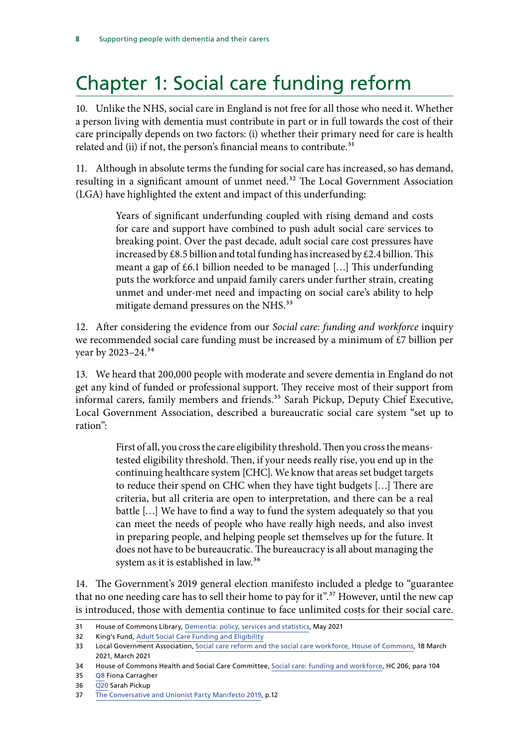# Chapter 1: Social care funding reform

10. Unlike the NHS, social care in England is not free for all those who need it. Whether a person living with dementia must contribute in part or in full towards the cost of their care principally depends on two factors: (i) whether their primary need for care is health related and (ii) if not, the person's financial means to contribute.[31]

11. Although in absolute terms the funding for social care has increased, so has demand, resulting in a significant amount of unmet need.[32] The Local Government Association (LGA) have highlighted the extent and impact of this underfunding:

> Years of significant underfunding coupled with rising demand and costs for care and support have combined to push adult social care services to breaking point. Over the past decade, adult social care cost pressures have increased by £8.5 billion and total funding has increased by £2.4 billion. This meant a gap of £6.1 billion needed to be managed […] This underfunding puts the workforce and unpaid family carers under further strain, creating unmet and under-met need and impacting on social care's ability to help mitigate demand pressures on the NHS.[33]

12. After considering the evidence from our *Social care: funding and workforce* inquiry we recommended social care funding must be increased by a minimum of £7 billion per year by 2023–24.[34]

13. We heard that 200,000 people with moderate and severe dementia in England do not get any kind of funded or professional support. They receive most of their support from informal carers, family members and friends.[35] Sarah Pickup, Deputy Chief Executive, Local Government Association, described a bureaucratic social care system "set up to ration":

> First of all, you cross the care eligibility threshold. Then you cross the means-tested eligibility threshold. Then, if your needs really rise, you end up in the continuing healthcare system [CHC]. We know that areas set budget targets to reduce their spend on CHC when they have tight budgets […] There are criteria, but all criteria are open to interpretation, and there can be a real battle […] We have to find a way to fund the system adequately so that you can meet the needs of people who have really high needs, and also invest in preparing people, and helping people set themselves up for the future. It does not have to be bureaucratic. The bureaucracy is all about managing the system as it is established in law.[36]

14. The Government's 2019 general election manifesto included a pledge to "guarantee that no one needing care has to sell their home to pay for it".[37] However, until the new cap is introduced, those with dementia continue to face unlimited costs for their social care.

---

31 House of Commons Library, Dementia: policy, services and statistics, May 2021

32 King's Fund, Adult Social Care Funding and Eligibility

33 Local Government Association, Social care reform and the social care workforce, House of Commons, 18 March 2021, March 2021

34 House of Commons Health and Social Care Committee, Social care: funding and workforce, HC 206, para 104

35 Q8 Fiona Carragher

36 Q20 Sarah Pickup

37 The Conservative and Unionist Party Manifesto 2019, p.12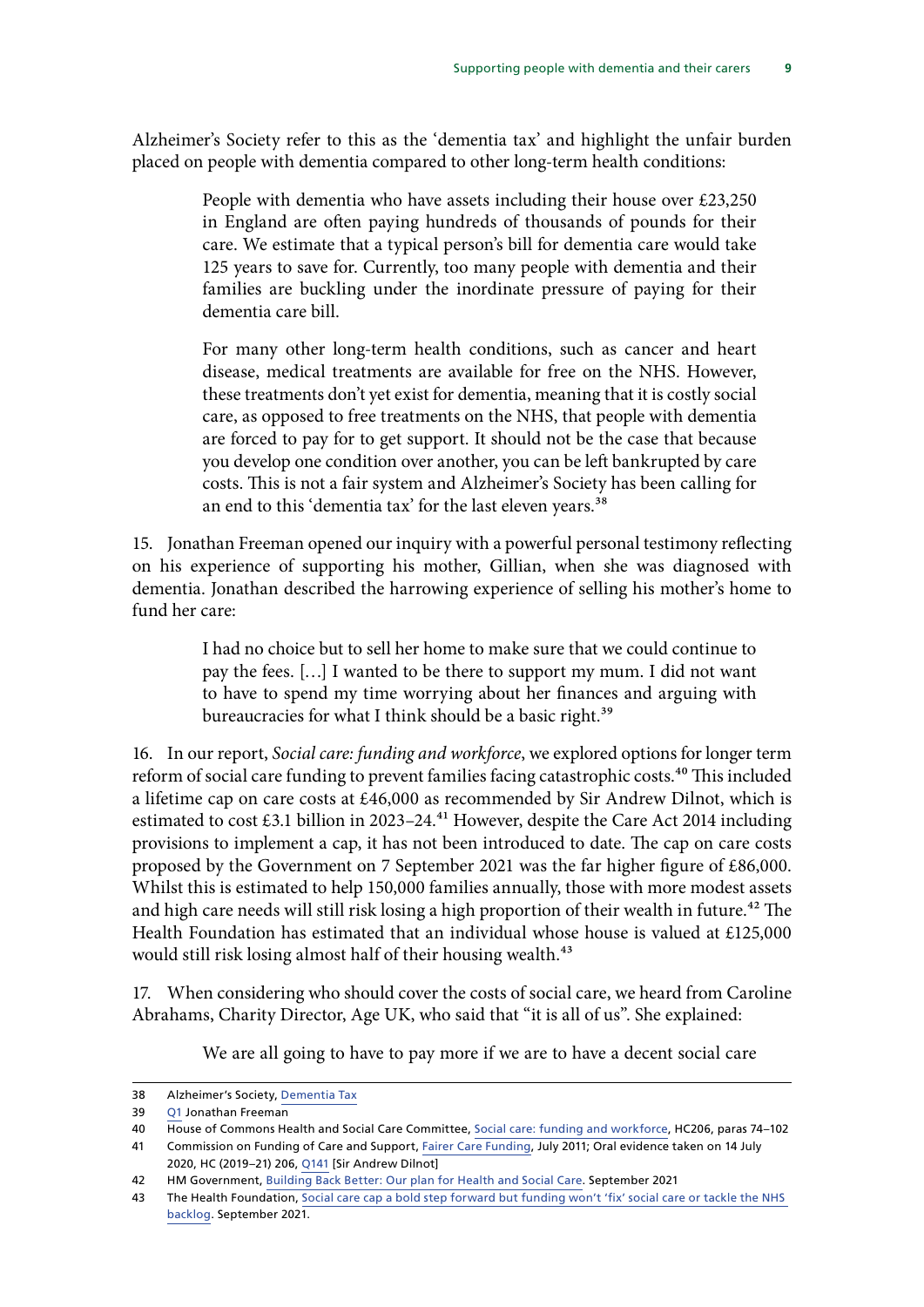Alzheimer's Society refer to this as the 'dementia tax' and highlight the unfair burden placed on people with dementia compared to other long-term health conditions:

> People with dementia who have assets including their house over £23,250 in England are often paying hundreds of thousands of pounds for their care. We estimate that a typical person's bill for dementia care would take 125 years to save for. Currently, too many people with dementia and their families are buckling under the inordinate pressure of paying for their dementia care bill.
>
> For many other long-term health conditions, such as cancer and heart disease, medical treatments are available for free on the NHS. However, these treatments don't yet exist for dementia, meaning that it is costly social care, as opposed to free treatments on the NHS, that people with dementia are forced to pay for to get support. It should not be the case that because you develop one condition over another, you can be left bankrupted by care costs. This is not a fair system and Alzheimer's Society has been calling for an end to this 'dementia tax' for the last eleven years.[38]

15. Jonathan Freeman opened our inquiry with a powerful personal testimony reflecting on his experience of supporting his mother, Gillian, when she was diagnosed with dementia. Jonathan described the harrowing experience of selling his mother's home to fund her care:

> I had no choice but to sell her home to make sure that we could continue to pay the fees. […] I wanted to be there to support my mum. I did not want to have to spend my time worrying about her finances and arguing with bureaucracies for what I think should be a basic right.[39]

16. In our report, *Social care: funding and workforce*, we explored options for longer term reform of social care funding to prevent families facing catastrophic costs.[40] This included a lifetime cap on care costs at £46,000 as recommended by Sir Andrew Dilnot, which is estimated to cost £3.1 billion in 2023–24.[41] However, despite the Care Act 2014 including provisions to implement a cap, it has not been introduced to date. The cap on care costs proposed by the Government on 7 September 2021 was the far higher figure of £86,000. Whilst this is estimated to help 150,000 families annually, those with more modest assets and high care needs will still risk losing a high proportion of their wealth in future.[42] The Health Foundation has estimated that an individual whose house is valued at £125,000 would still risk losing almost half of their housing wealth.[43]

17. When considering who should cover the costs of social care, we heard from Caroline Abrahams, Charity Director, Age UK, who said that "it is all of us". She explained:

> We are all going to have to pay more if we are to have a decent social care

---

38 Alzheimer's Society, Dementia Tax

39 Q1 Jonathan Freeman

40 House of Commons Health and Social Care Committee, Social care: funding and workforce, HC206, paras 74–102

41 Commission on Funding of Care and Support, Fairer Care Funding, July 2011; Oral evidence taken on 14 July 2020, HC (2019–21) 206, Q141 [Sir Andrew Dilnot]

42 HM Government, Building Back Better: Our plan for Health and Social Care. September 2021

43 The Health Foundation, Social care cap a bold step forward but funding won't 'fix' social care or tackle the NHS backlog. September 2021.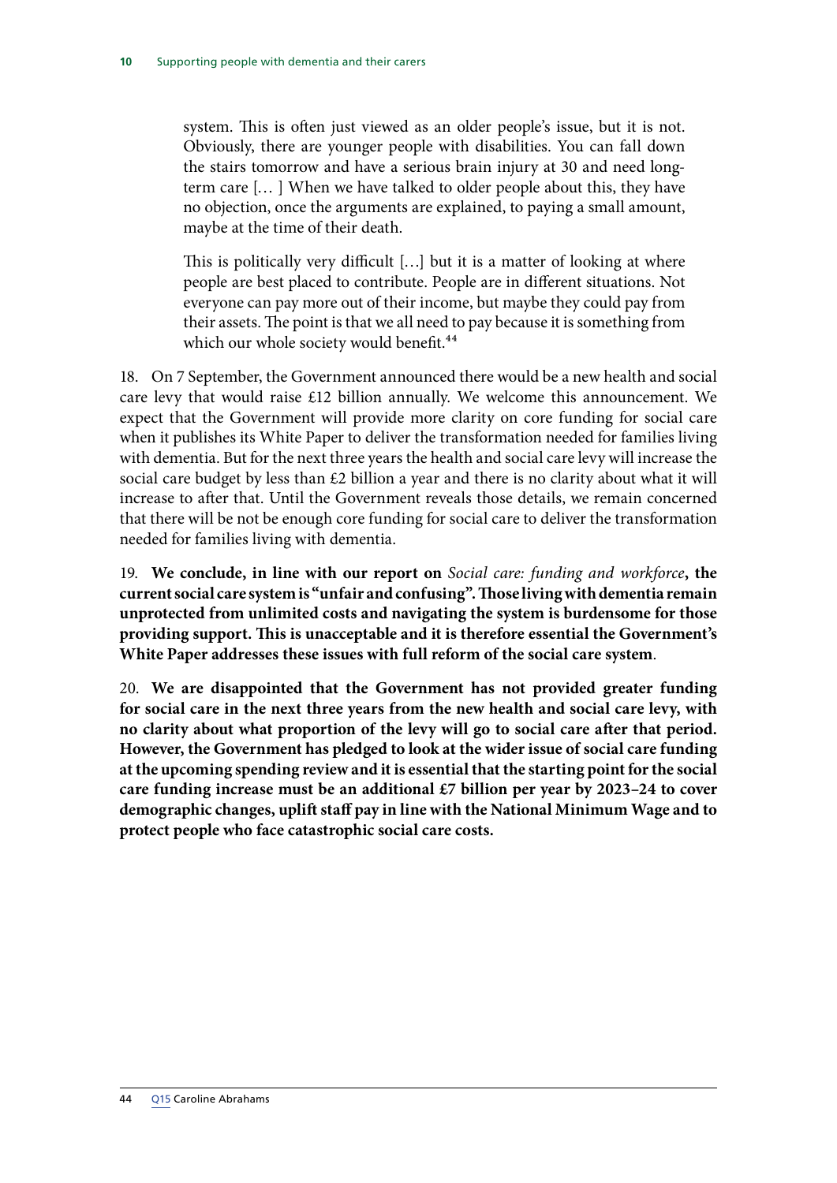> system. This is often just viewed as an older people's issue, but it is not. Obviously, there are younger people with disabilities. You can fall down the stairs tomorrow and have a serious brain injury at 30 and need long-term care [… ] When we have talked to older people about this, they have no objection, once the arguments are explained, to paying a small amount, maybe at the time of their death.
>
> This is politically very difficult […] but it is a matter of looking at where people are best placed to contribute. People are in different situations. Not everyone can pay more out of their income, but maybe they could pay from their assets. The point is that we all need to pay because it is something from which our whole society would benefit.[44]

18. On 7 September, the Government announced there would be a new health and social care levy that would raise £12 billion annually. We welcome this announcement. We expect that the Government will provide more clarity on core funding for social care when it publishes its White Paper to deliver the transformation needed for families living with dementia. But for the next three years the health and social care levy will increase the social care budget by less than £2 billion a year and there is no clarity about what it will increase to after that. Until the Government reveals those details, we remain concerned that there will be not be enough core funding for social care to deliver the transformation needed for families living with dementia.

19. **We conclude, in line with our report on** *Social care: funding and workforce***, the current social care system is "unfair and confusing". Those living with dementia remain unprotected from unlimited costs and navigating the system is burdensome for those providing support. This is unacceptable and it is therefore essential the Government's White Paper addresses these issues with full reform of the social care system**.

20. **We are disappointed that the Government has not provided greater funding for social care in the next three years from the new health and social care levy, with no clarity about what proportion of the levy will go to social care after that period. However, the Government has pledged to look at the wider issue of social care funding at the upcoming spending review and it is essential that the starting point for the social care funding increase must be an additional £7 billion per year by 2023–24 to cover demographic changes, uplift staff pay in line with the National Minimum Wage and to protect people who face catastrophic social care costs.**

44 Q15 Caroline Abrahams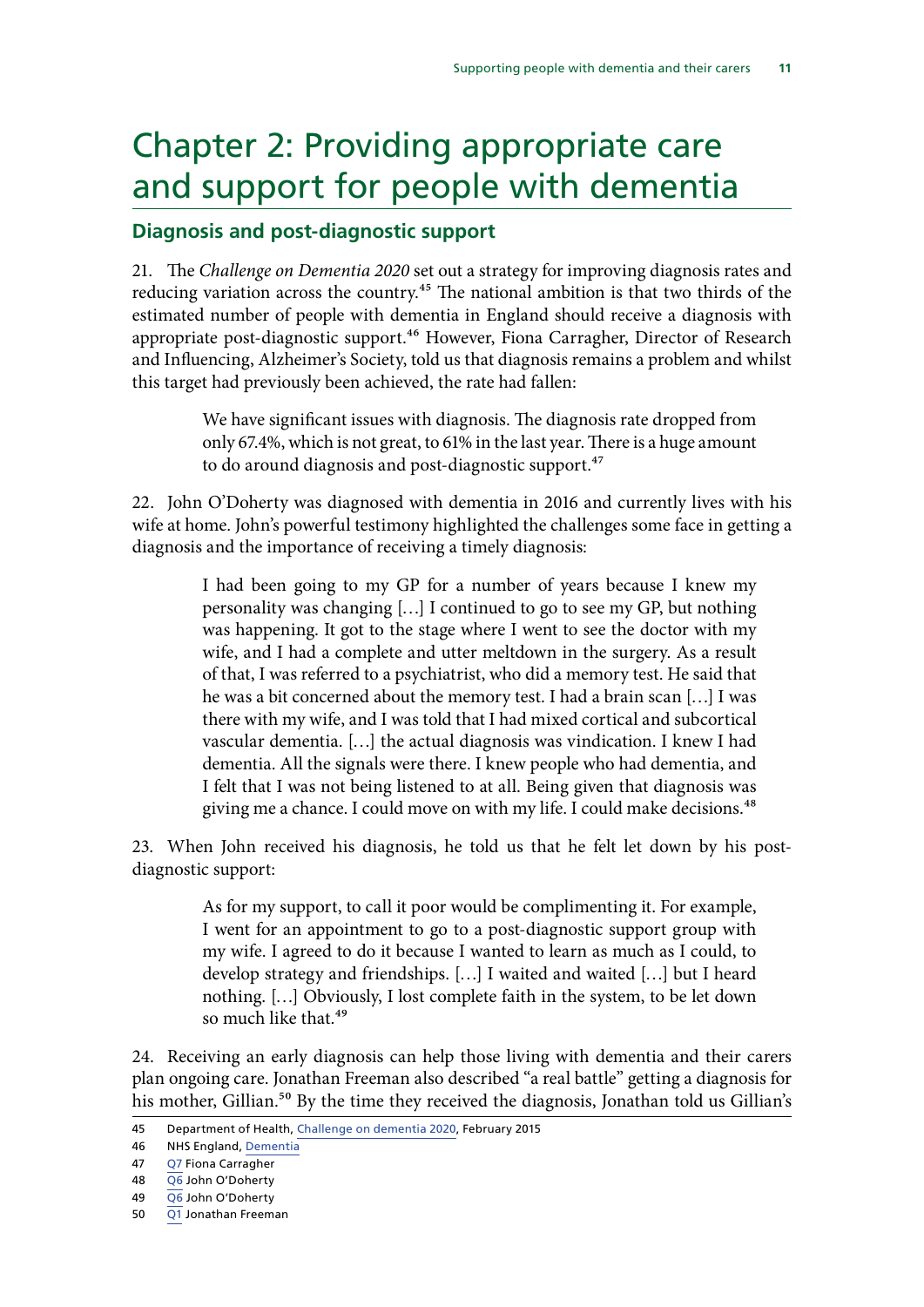# Chapter 2: Providing appropriate care and support for people with dementia

## Diagnosis and post-diagnostic support

21. The *Challenge on Dementia 2020* set out a strategy for improving diagnosis rates and reducing variation across the country.[45] The national ambition is that two thirds of the estimated number of people with dementia in England should receive a diagnosis with appropriate post-diagnostic support.[46] However, Fiona Carragher, Director of Research and Influencing, Alzheimer's Society, told us that diagnosis remains a problem and whilst this target had previously been achieved, the rate had fallen:

> We have significant issues with diagnosis. The diagnosis rate dropped from only 67.4%, which is not great, to 61% in the last year. There is a huge amount to do around diagnosis and post-diagnostic support.[47]

22. John O'Doherty was diagnosed with dementia in 2016 and currently lives with his wife at home. John's powerful testimony highlighted the challenges some face in getting a diagnosis and the importance of receiving a timely diagnosis:

> I had been going to my GP for a number of years because I knew my personality was changing […] I continued to go to see my GP, but nothing was happening. It got to the stage where I went to see the doctor with my wife, and I had a complete and utter meltdown in the surgery. As a result of that, I was referred to a psychiatrist, who did a memory test. He said that he was a bit concerned about the memory test. I had a brain scan […] I was there with my wife, and I was told that I had mixed cortical and subcortical vascular dementia. […] the actual diagnosis was vindication. I knew I had dementia. All the signals were there. I knew people who had dementia, and I felt that I was not being listened to at all. Being given that diagnosis was giving me a chance. I could move on with my life. I could make decisions.[48]

23. When John received his diagnosis, he told us that he felt let down by his post-diagnostic support:

> As for my support, to call it poor would be complimenting it. For example, I went for an appointment to go to a post-diagnostic support group with my wife. I agreed to do it because I wanted to learn as much as I could, to develop strategy and friendships. […] I waited and waited […] but I heard nothing. […] Obviously, I lost complete faith in the system, to be let down so much like that.[49]

24. Receiving an early diagnosis can help those living with dementia and their carers plan ongoing care. Jonathan Freeman also described "a real battle" getting a diagnosis for his mother, Gillian.[50] By the time they received the diagnosis, Jonathan told us Gillian's

---

45 Department of Health, Challenge on dementia 2020, February 2015

46 NHS England, Dementia

47 Q7 Fiona Carragher

48 Q6 John O'Doherty

49 Q6 John O'Doherty

50 Q1 Jonathan Freeman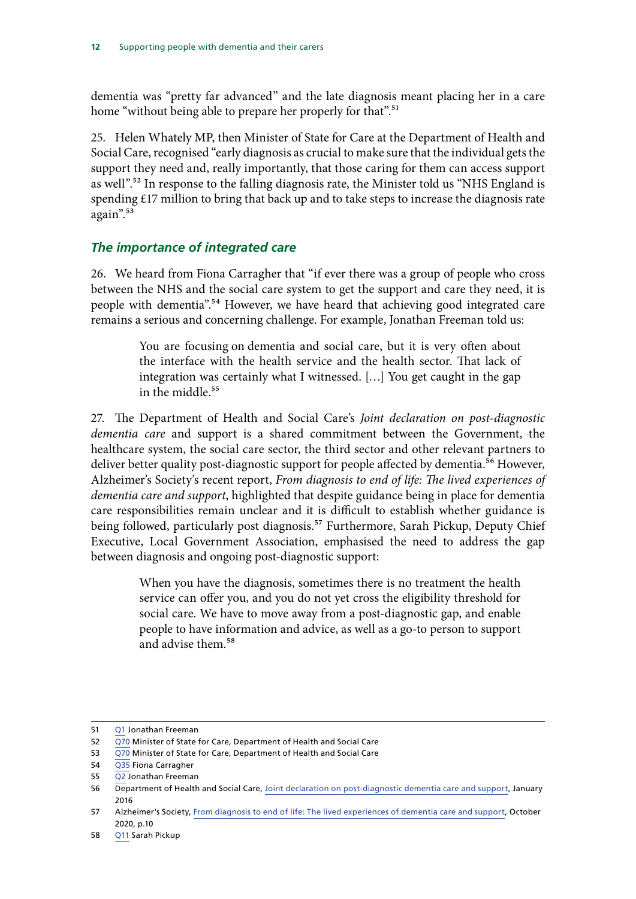dementia was "pretty far advanced" and the late diagnosis meant placing her in a care home "without being able to prepare her properly for that".[51]

25. Helen Whately MP, then Minister of State for Care at the Department of Health and Social Care, recognised "early diagnosis as crucial to make sure that the individual gets the support they need and, really importantly, that those caring for them can access support as well".[52] In response to the falling diagnosis rate, the Minister told us "NHS England is spending £17 million to bring that back up and to take steps to increase the diagnosis rate again".[53]

### *The importance of integrated care*

26. We heard from Fiona Carragher that "if ever there was a group of people who cross between the NHS and the social care system to get the support and care they need, it is people with dementia".[54] However, we have heard that achieving good integrated care remains a serious and concerning challenge. For example, Jonathan Freeman told us:

> You are focusing on dementia and social care, but it is very often about the interface with the health service and the health sector. That lack of integration was certainly what I witnessed. […] You get caught in the gap in the middle.[55]

27. The Department of Health and Social Care's *Joint declaration on post-diagnostic dementia care* and support is a shared commitment between the Government, the healthcare system, the social care sector, the third sector and other relevant partners to deliver better quality post-diagnostic support for people affected by dementia.[56] However, Alzheimer's Society's recent report, *From diagnosis to end of life: The lived experiences of dementia care and support*, highlighted that despite guidance being in place for dementia care responsibilities remain unclear and it is difficult to establish whether guidance is being followed, particularly post diagnosis.[57] Furthermore, Sarah Pickup, Deputy Chief Executive, Local Government Association, emphasised the need to address the gap between diagnosis and ongoing post-diagnostic support:

> When you have the diagnosis, sometimes there is no treatment the health service can offer you, and you do not yet cross the eligibility threshold for social care. We have to move away from a post-diagnostic gap, and enable people to have information and advice, as well as a go-to person to support and advise them.[58]

---

51 Q1 Jonathan Freeman

52 Q70 Minister of State for Care, Department of Health and Social Care

53 Q70 Minister of State for Care, Department of Health and Social Care

54 Q35 Fiona Carragher

55 Q2 Jonathan Freeman

56 Department of Health and Social Care, Joint declaration on post-diagnostic dementia care and support, January 2016

57 Alzheimer's Society, From diagnosis to end of life: The lived experiences of dementia care and support, October 2020, p.10

58 Q11 Sarah Pickup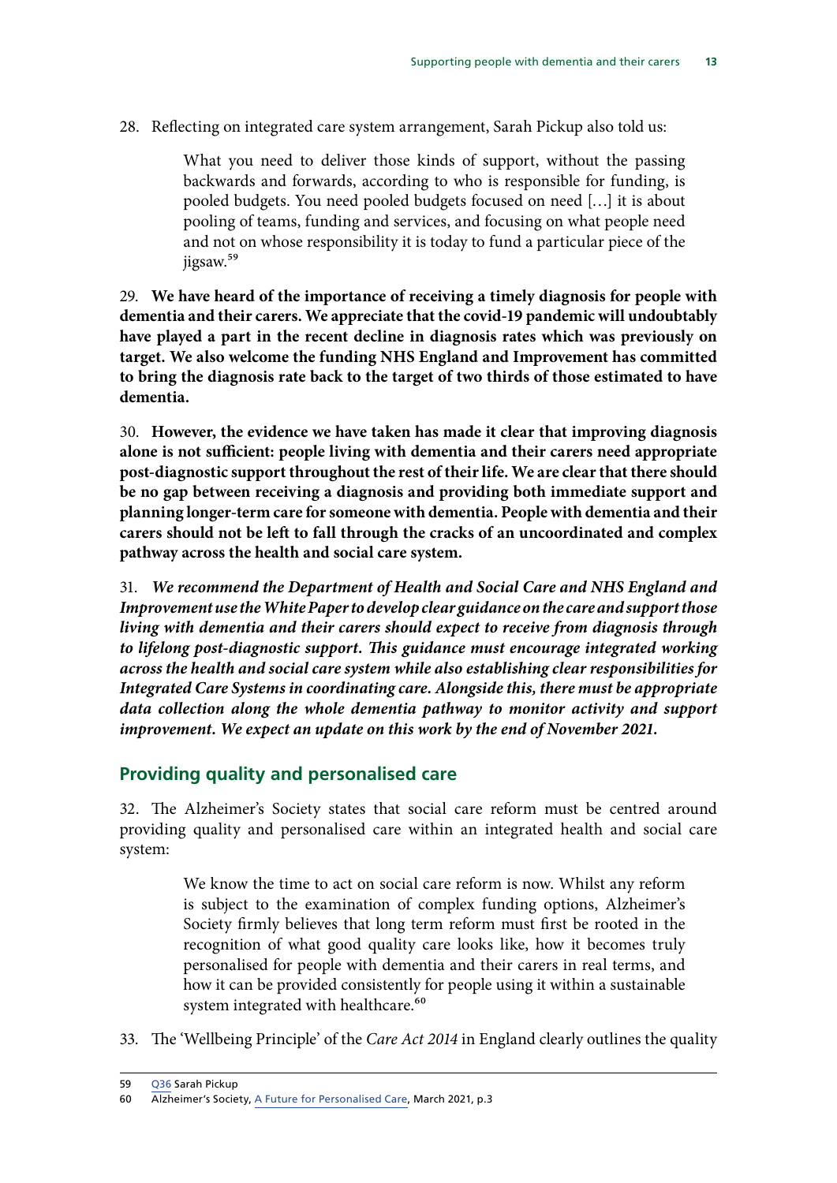28. Reflecting on integrated care system arrangement, Sarah Pickup also told us:

> What you need to deliver those kinds of support, without the passing backwards and forwards, according to who is responsible for funding, is pooled budgets. You need pooled budgets focused on need […] it is about pooling of teams, funding and services, and focusing on what people need and not on whose responsibility it is today to fund a particular piece of the jigsaw.[59]

29. **We have heard of the importance of receiving a timely diagnosis for people with dementia and their carers. We appreciate that the covid-19 pandemic will undoubtably have played a part in the recent decline in diagnosis rates which was previously on target. We also welcome the funding NHS England and Improvement has committed to bring the diagnosis rate back to the target of two thirds of those estimated to have dementia.**

30. **However, the evidence we have taken has made it clear that improving diagnosis alone is not sufficient: people living with dementia and their carers need appropriate post-diagnostic support throughout the rest of their life. We are clear that there should be no gap between receiving a diagnosis and providing both immediate support and planning longer-term care for someone with dementia. People with dementia and their carers should not be left to fall through the cracks of an uncoordinated and complex pathway across the health and social care system.**

31. ***We recommend the Department of Health and Social Care and NHS England and Improvement use the White Paper to develop clear guidance on the care and support those living with dementia and their carers should expect to receive from diagnosis through to lifelong post-diagnostic support. This guidance must encourage integrated working across the health and social care system while also establishing clear responsibilities for Integrated Care Systems in coordinating care. Alongside this, there must be appropriate data collection along the whole dementia pathway to monitor activity and support improvement. We expect an update on this work by the end of November 2021.***

## Providing quality and personalised care

32. The Alzheimer's Society states that social care reform must be centred around providing quality and personalised care within an integrated health and social care system:

> We know the time to act on social care reform is now. Whilst any reform is subject to the examination of complex funding options, Alzheimer's Society firmly believes that long term reform must first be rooted in the recognition of what good quality care looks like, how it becomes truly personalised for people with dementia and their carers in real terms, and how it can be provided consistently for people using it within a sustainable system integrated with healthcare.[60]

33. The 'Wellbeing Principle' of the *Care Act 2014* in England clearly outlines the quality

---

59 Q36 Sarah Pickup

60 Alzheimer's Society, A Future for Personalised Care, March 2021, p.3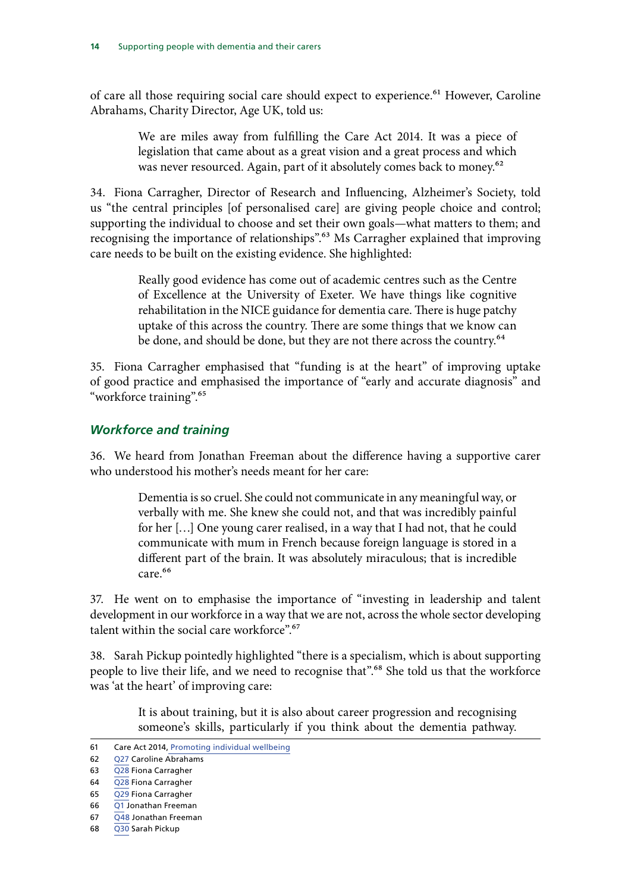of care all those requiring social care should expect to experience.[61] However, Caroline Abrahams, Charity Director, Age UK, told us:

> We are miles away from fulfilling the Care Act 2014. It was a piece of legislation that came about as a great vision and a great process and which was never resourced. Again, part of it absolutely comes back to money.[62]

34. Fiona Carragher, Director of Research and Influencing, Alzheimer's Society, told us "the central principles [of personalised care] are giving people choice and control; supporting the individual to choose and set their own goals—what matters to them; and recognising the importance of relationships".[63] Ms Carragher explained that improving care needs to be built on the existing evidence. She highlighted:

> Really good evidence has come out of academic centres such as the Centre of Excellence at the University of Exeter. We have things like cognitive rehabilitation in the NICE guidance for dementia care. There is huge patchy uptake of this across the country. There are some things that we know can be done, and should be done, but they are not there across the country.[64]

35. Fiona Carragher emphasised that "funding is at the heart" of improving uptake of good practice and emphasised the importance of "early and accurate diagnosis" and "workforce training".[65]

### *Workforce and training*

36. We heard from Jonathan Freeman about the difference having a supportive carer who understood his mother's needs meant for her care:

> Dementia is so cruel. She could not communicate in any meaningful way, or verbally with me. She knew she could not, and that was incredibly painful for her […] One young carer realised, in a way that I had not, that he could communicate with mum in French because foreign language is stored in a different part of the brain. It was absolutely miraculous; that is incredible care.[66]

37. He went on to emphasise the importance of "investing in leadership and talent development in our workforce in a way that we are not, across the whole sector developing talent within the social care workforce".[67]

38. Sarah Pickup pointedly highlighted "there is a specialism, which is about supporting people to live their life, and we need to recognise that".[68] She told us that the workforce was 'at the heart' of improving care:

> It is about training, but it is also about career progression and recognising someone's skills, particularly if you think about the dementia pathway.

---

61 Care Act 2014, Promoting individual wellbeing

62 Q27 Caroline Abrahams

63 Q28 Fiona Carragher

64 Q28 Fiona Carragher

65 Q29 Fiona Carragher

66 Q1 Jonathan Freeman

67 Q48 Jonathan Freeman

68 Q30 Sarah Pickup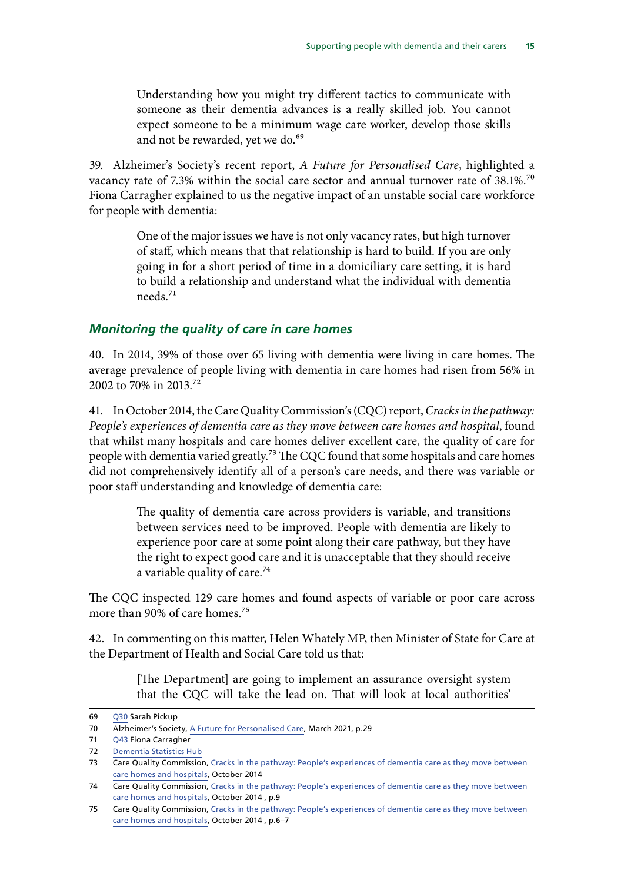> Understanding how you might try different tactics to communicate with someone as their dementia advances is a really skilled job. You cannot expect someone to be a minimum wage care worker, develop those skills and not be rewarded, yet we do.[69]

39. Alzheimer's Society's recent report, *A Future for Personalised Care*, highlighted a vacancy rate of 7.3% within the social care sector and annual turnover rate of 38.1%.[70] Fiona Carragher explained to us the negative impact of an unstable social care workforce for people with dementia:

> One of the major issues we have is not only vacancy rates, but high turnover of staff, which means that that relationship is hard to build. If you are only going in for a short period of time in a domiciliary care setting, it is hard to build a relationship and understand what the individual with dementia needs.[71]

### *Monitoring the quality of care in care homes*

40. In 2014, 39% of those over 65 living with dementia were living in care homes. The average prevalence of people living with dementia in care homes had risen from 56% in 2002 to 70% in 2013.[72]

41. In October 2014, the Care Quality Commission's (CQC) report, *Cracks in the pathway: People's experiences of dementia care as they move between care homes and hospital*, found that whilst many hospitals and care homes deliver excellent care, the quality of care for people with dementia varied greatly.[73] The CQC found that some hospitals and care homes did not comprehensively identify all of a person's care needs, and there was variable or poor staff understanding and knowledge of dementia care:

> The quality of dementia care across providers is variable, and transitions between services need to be improved. People with dementia are likely to experience poor care at some point along their care pathway, but they have the right to expect good care and it is unacceptable that they should receive a variable quality of care.[74]

The CQC inspected 129 care homes and found aspects of variable or poor care across more than 90% of care homes.[75]

42. In commenting on this matter, Helen Whately MP, then Minister of State for Care at the Department of Health and Social Care told us that:

> [The Department] are going to implement an assurance oversight system that the CQC will take the lead on. That will look at local authorities'

---

69 Q30 Sarah Pickup

70 Alzheimer's Society, A Future for Personalised Care, March 2021, p.29

71 Q43 Fiona Carragher

72 Dementia Statistics Hub

73 Care Quality Commission, Cracks in the pathway: People's experiences of dementia care as they move between care homes and hospitals, October 2014

74 Care Quality Commission, Cracks in the pathway: People's experiences of dementia care as they move between care homes and hospitals, October 2014 , p.9

75 Care Quality Commission, Cracks in the pathway: People's experiences of dementia care as they move between care homes and hospitals, October 2014 , p.6–7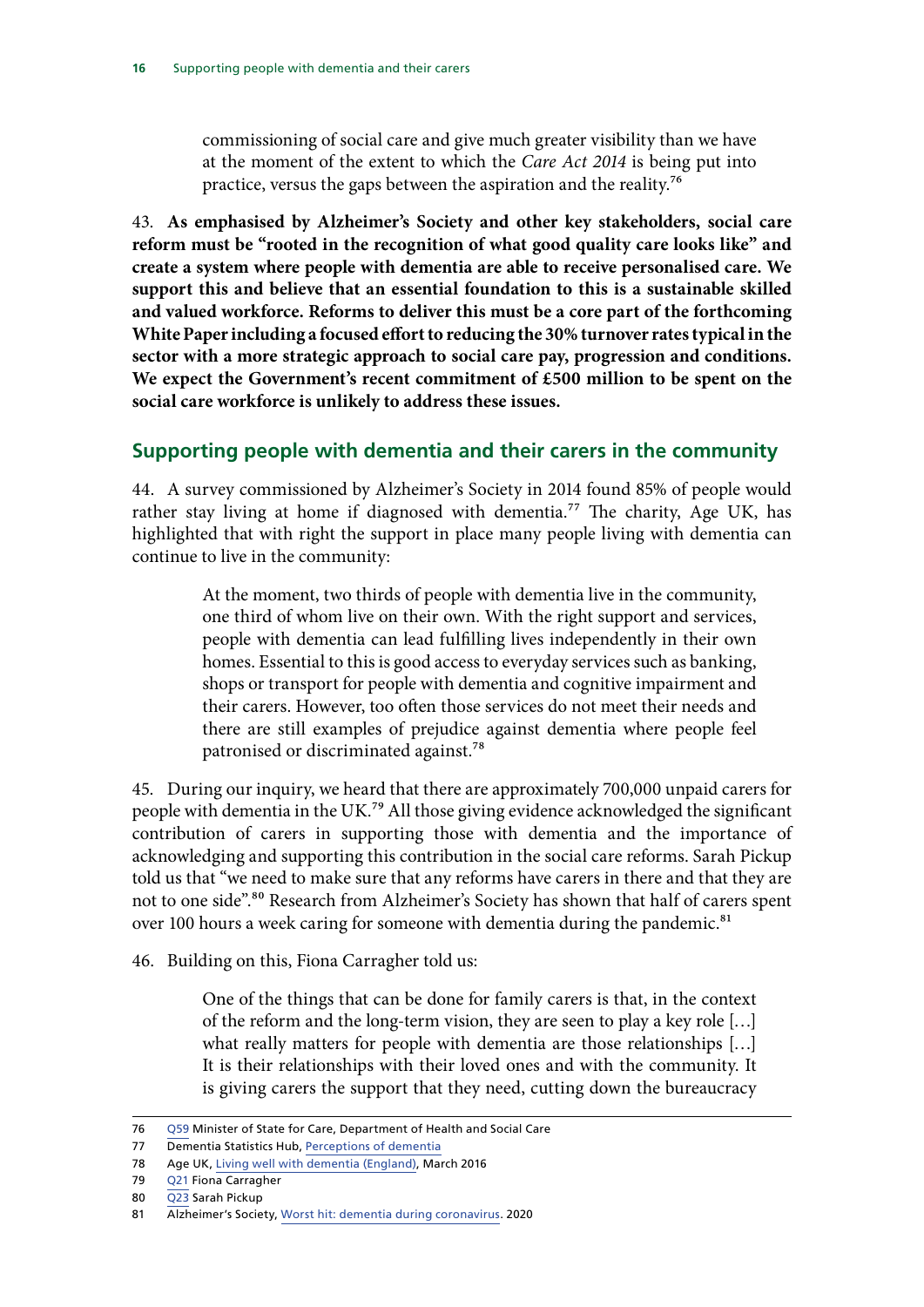> commissioning of social care and give much greater visibility than we have at the moment of the extent to which the *Care Act 2014* is being put into practice, versus the gaps between the aspiration and the reality.[76]

43. **As emphasised by Alzheimer's Society and other key stakeholders, social care reform must be "rooted in the recognition of what good quality care looks like" and create a system where people with dementia are able to receive personalised care. We support this and believe that an essential foundation to this is a sustainable skilled and valued workforce. Reforms to deliver this must be a core part of the forthcoming White Paper including a focused effort to reducing the 30% turnover rates typical in the sector with a more strategic approach to social care pay, progression and conditions. We expect the Government's recent commitment of £500 million to be spent on the social care workforce is unlikely to address these issues.**

## Supporting people with dementia and their carers in the community

44. A survey commissioned by Alzheimer's Society in 2014 found 85% of people would rather stay living at home if diagnosed with dementia.[77] The charity, Age UK, has highlighted that with right the support in place many people living with dementia can continue to live in the community:

> At the moment, two thirds of people with dementia live in the community, one third of whom live on their own. With the right support and services, people with dementia can lead fulfilling lives independently in their own homes. Essential to this is good access to everyday services such as banking, shops or transport for people with dementia and cognitive impairment and their carers. However, too often those services do not meet their needs and there are still examples of prejudice against dementia where people feel patronised or discriminated against.[78]

45. During our inquiry, we heard that there are approximately 700,000 unpaid carers for people with dementia in the UK.[79] All those giving evidence acknowledged the significant contribution of carers in supporting those with dementia and the importance of acknowledging and supporting this contribution in the social care reforms. Sarah Pickup told us that "we need to make sure that any reforms have carers in there and that they are not to one side".[80] Research from Alzheimer's Society has shown that half of carers spent over 100 hours a week caring for someone with dementia during the pandemic.[81]

46. Building on this, Fiona Carragher told us:

> One of the things that can be done for family carers is that, in the context of the reform and the long-term vision, they are seen to play a key role […] what really matters for people with dementia are those relationships […] It is their relationships with their loved ones and with the community. It is giving carers the support that they need, cutting down the bureaucracy

76 Q59 Minister of State for Care, Department of Health and Social Care

77 Dementia Statistics Hub, Perceptions of dementia

78 Age UK, Living well with dementia (England), March 2016

79 Q21 Fiona Carragher

80 Q23 Sarah Pickup

81 Alzheimer's Society, Worst hit: dementia during coronavirus. 2020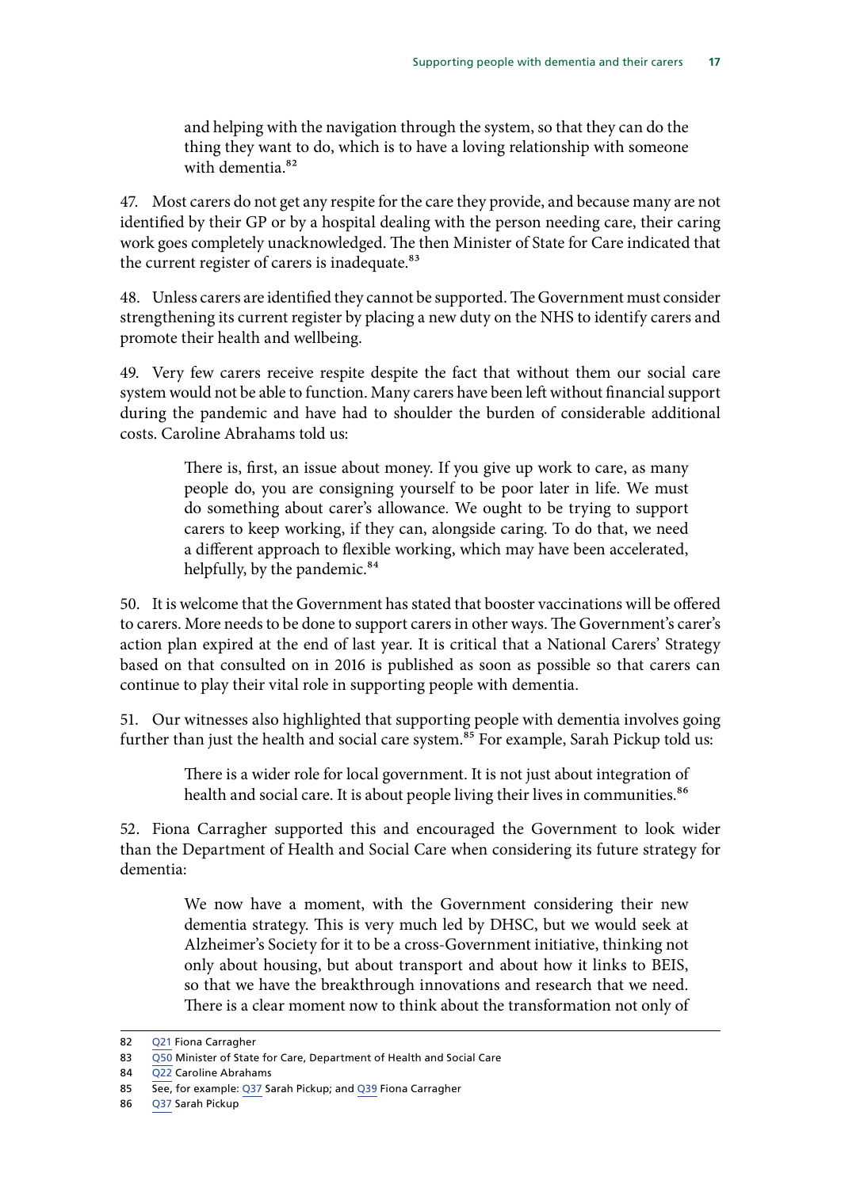> and helping with the navigation through the system, so that they can do the thing they want to do, which is to have a loving relationship with someone with dementia.[82]

47. Most carers do not get any respite for the care they provide, and because many are not identified by their GP or by a hospital dealing with the person needing care, their caring work goes completely unacknowledged. The then Minister of State for Care indicated that the current register of carers is inadequate.[83]

48. Unless carers are identified they cannot be supported. The Government must consider strengthening its current register by placing a new duty on the NHS to identify carers and promote their health and wellbeing.

49. Very few carers receive respite despite the fact that without them our social care system would not be able to function. Many carers have been left without financial support during the pandemic and have had to shoulder the burden of considerable additional costs. Caroline Abrahams told us:

> There is, first, an issue about money. If you give up work to care, as many people do, you are consigning yourself to be poor later in life. We must do something about carer's allowance. We ought to be trying to support carers to keep working, if they can, alongside caring. To do that, we need a different approach to flexible working, which may have been accelerated, helpfully, by the pandemic.[84]

50. It is welcome that the Government has stated that booster vaccinations will be offered to carers. More needs to be done to support carers in other ways. The Government's carer's action plan expired at the end of last year. It is critical that a National Carers' Strategy based on that consulted on in 2016 is published as soon as possible so that carers can continue to play their vital role in supporting people with dementia.

51. Our witnesses also highlighted that supporting people with dementia involves going further than just the health and social care system.[85] For example, Sarah Pickup told us:

> There is a wider role for local government. It is not just about integration of health and social care. It is about people living their lives in communities.[86]

52. Fiona Carragher supported this and encouraged the Government to look wider than the Department of Health and Social Care when considering its future strategy for dementia:

> We now have a moment, with the Government considering their new dementia strategy. This is very much led by DHSC, but we would seek at Alzheimer's Society for it to be a cross-Government initiative, thinking not only about housing, but about transport and about how it links to BEIS, so that we have the breakthrough innovations and research that we need. There is a clear moment now to think about the transformation not only of

---

82 Q21 Fiona Carragher

83 Q50 Minister of State for Care, Department of Health and Social Care

84 Q22 Caroline Abrahams

85 See, for example: Q37 Sarah Pickup; and Q39 Fiona Carragher

86 Q37 Sarah Pickup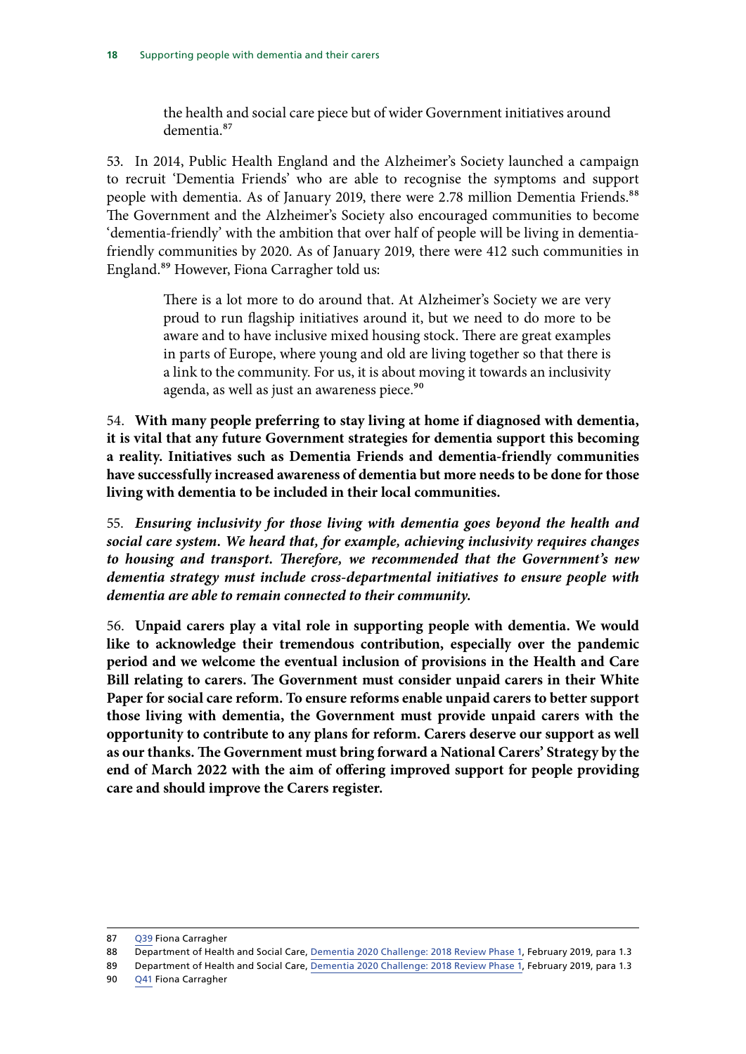the health and social care piece but of wider Government initiatives around dementia.[87]

53. In 2014, Public Health England and the Alzheimer's Society launched a campaign to recruit 'Dementia Friends' who are able to recognise the symptoms and support people with dementia. As of January 2019, there were 2.78 million Dementia Friends.[88] The Government and the Alzheimer's Society also encouraged communities to become 'dementia-friendly' with the ambition that over half of people will be living in dementia-friendly communities by 2020. As of January 2019, there were 412 such communities in England.[89] However, Fiona Carragher told us:

> There is a lot more to do around that. At Alzheimer's Society we are very proud to run flagship initiatives around it, but we need to do more to be aware and to have inclusive mixed housing stock. There are great examples in parts of Europe, where young and old are living together so that there is a link to the community. For us, it is about moving it towards an inclusivity agenda, as well as just an awareness piece.[90]

54. **With many people preferring to stay living at home if diagnosed with dementia, it is vital that any future Government strategies for dementia support this becoming a reality. Initiatives such as Dementia Friends and dementia-friendly communities have successfully increased awareness of dementia but more needs to be done for those living with dementia to be included in their local communities.**

55. ***Ensuring inclusivity for those living with dementia goes beyond the health and social care system. We heard that, for example, achieving inclusivity requires changes to housing and transport. Therefore, we recommended that the Government's new dementia strategy must include cross-departmental initiatives to ensure people with dementia are able to remain connected to their community.***

56. **Unpaid carers play a vital role in supporting people with dementia. We would like to acknowledge their tremendous contribution, especially over the pandemic period and we welcome the eventual inclusion of provisions in the Health and Care Bill relating to carers. The Government must consider unpaid carers in their White Paper for social care reform. To ensure reforms enable unpaid carers to better support those living with dementia, the Government must provide unpaid carers with the opportunity to contribute to any plans for reform. Carers deserve our support as well as our thanks. The Government must bring forward a National Carers' Strategy by the end of March 2022 with the aim of offering improved support for people providing care and should improve the Carers register.**

87 Q39 Fiona Carragher
88 Department of Health and Social Care, Dementia 2020 Challenge: 2018 Review Phase 1, February 2019, para 1.3
89 Department of Health and Social Care, Dementia 2020 Challenge: 2018 Review Phase 1, February 2019, para 1.3
90 Q41 Fiona Carragher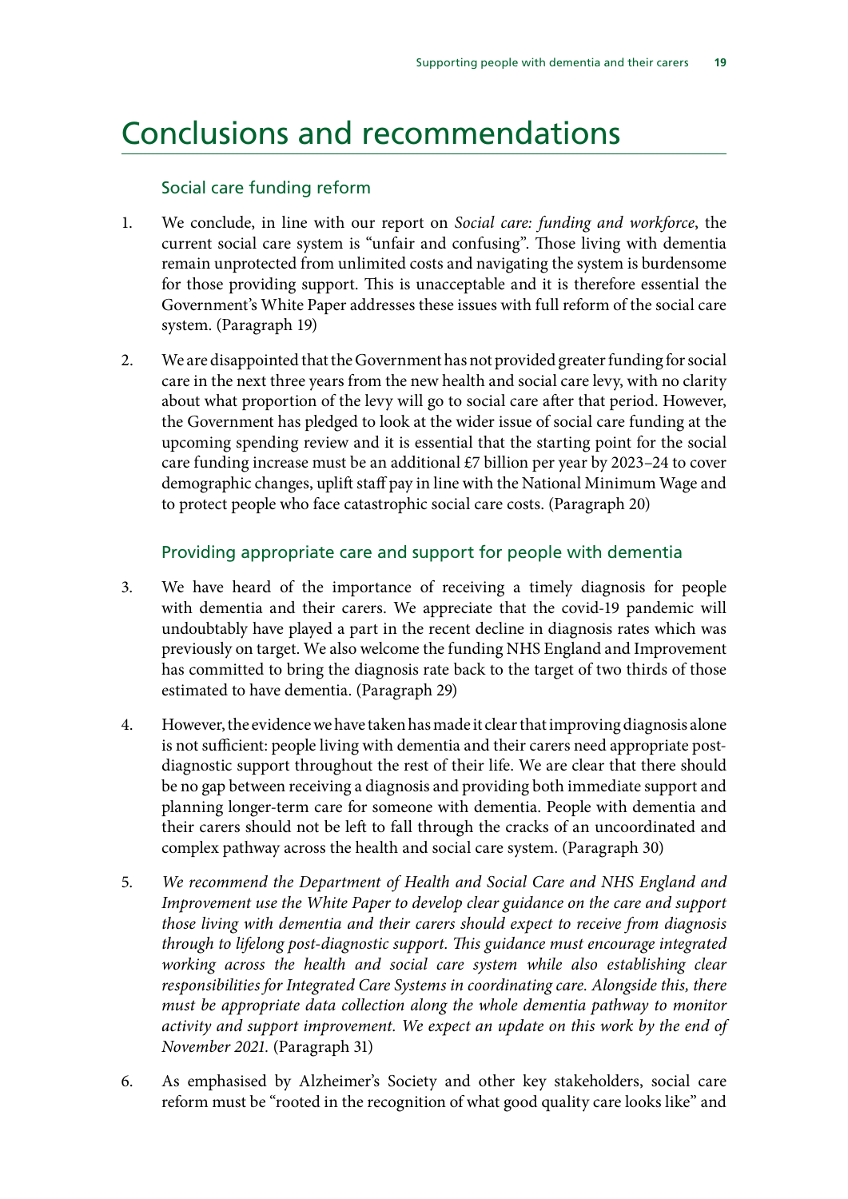# Conclusions and recommendations

## Social care funding reform

1. We conclude, in line with our report on *Social care: funding and workforce*, the current social care system is "unfair and confusing". Those living with dementia remain unprotected from unlimited costs and navigating the system is burdensome for those providing support. This is unacceptable and it is therefore essential the Government's White Paper addresses these issues with full reform of the social care system. (Paragraph 19)

2. We are disappointed that the Government has not provided greater funding for social care in the next three years from the new health and social care levy, with no clarity about what proportion of the levy will go to social care after that period. However, the Government has pledged to look at the wider issue of social care funding at the upcoming spending review and it is essential that the starting point for the social care funding increase must be an additional £7 billion per year by 2023–24 to cover demographic changes, uplift staff pay in line with the National Minimum Wage and to protect people who face catastrophic social care costs. (Paragraph 20)

## Providing appropriate care and support for people with dementia

3. We have heard of the importance of receiving a timely diagnosis for people with dementia and their carers. We appreciate that the covid-19 pandemic will undoubtably have played a part in the recent decline in diagnosis rates which was previously on target. We also welcome the funding NHS England and Improvement has committed to bring the diagnosis rate back to the target of two thirds of those estimated to have dementia. (Paragraph 29)

4. However, the evidence we have taken has made it clear that improving diagnosis alone is not sufficient: people living with dementia and their carers need appropriate post-diagnostic support throughout the rest of their life. We are clear that there should be no gap between receiving a diagnosis and providing both immediate support and planning longer-term care for someone with dementia. People with dementia and their carers should not be left to fall through the cracks of an uncoordinated and complex pathway across the health and social care system. (Paragraph 30)

5. *We recommend the Department of Health and Social Care and NHS England and Improvement use the White Paper to develop clear guidance on the care and support those living with dementia and their carers should expect to receive from diagnosis through to lifelong post-diagnostic support. This guidance must encourage integrated working across the health and social care system while also establishing clear responsibilities for Integrated Care Systems in coordinating care. Alongside this, there must be appropriate data collection along the whole dementia pathway to monitor activity and support improvement. We expect an update on this work by the end of November 2021.* (Paragraph 31)

6. As emphasised by Alzheimer's Society and other key stakeholders, social care reform must be "rooted in the recognition of what good quality care looks like" and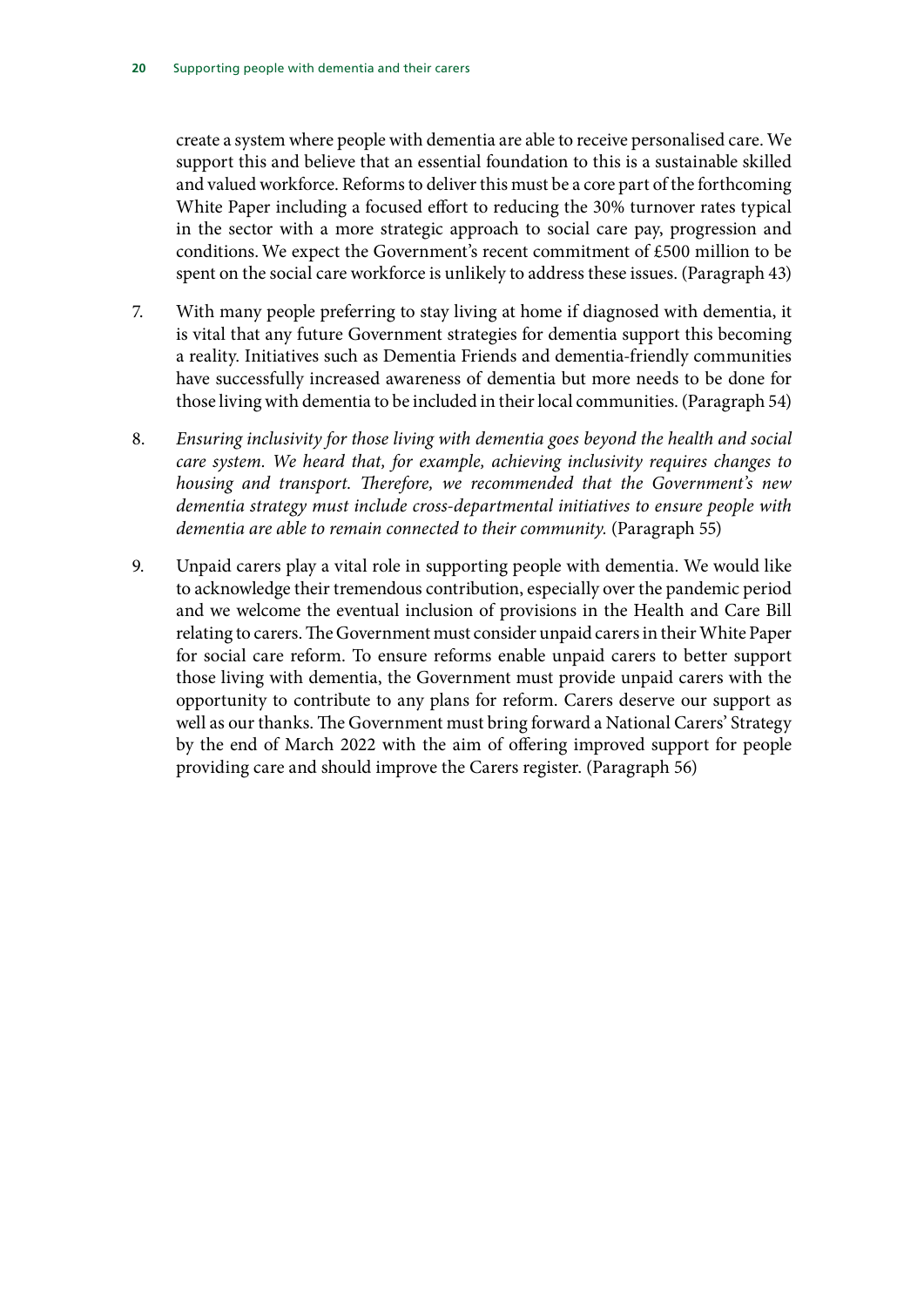create a system where people with dementia are able to receive personalised care. We support this and believe that an essential foundation to this is a sustainable skilled and valued workforce. Reforms to deliver this must be a core part of the forthcoming White Paper including a focused effort to reducing the 30% turnover rates typical in the sector with a more strategic approach to social care pay, progression and conditions. We expect the Government's recent commitment of £500 million to be spent on the social care workforce is unlikely to address these issues. (Paragraph 43)

7. With many people preferring to stay living at home if diagnosed with dementia, it is vital that any future Government strategies for dementia support this becoming a reality. Initiatives such as Dementia Friends and dementia-friendly communities have successfully increased awareness of dementia but more needs to be done for those living with dementia to be included in their local communities. (Paragraph 54)

8. *Ensuring inclusivity for those living with dementia goes beyond the health and social care system. We heard that, for example, achieving inclusivity requires changes to housing and transport. Therefore, we recommended that the Government's new dementia strategy must include cross-departmental initiatives to ensure people with dementia are able to remain connected to their community.* (Paragraph 55)

9. Unpaid carers play a vital role in supporting people with dementia. We would like to acknowledge their tremendous contribution, especially over the pandemic period and we welcome the eventual inclusion of provisions in the Health and Care Bill relating to carers. The Government must consider unpaid carers in their White Paper for social care reform. To ensure reforms enable unpaid carers to better support those living with dementia, the Government must provide unpaid carers with the opportunity to contribute to any plans for reform. Carers deserve our support as well as our thanks. The Government must bring forward a National Carers' Strategy by the end of March 2022 with the aim of offering improved support for people providing care and should improve the Carers register. (Paragraph 56)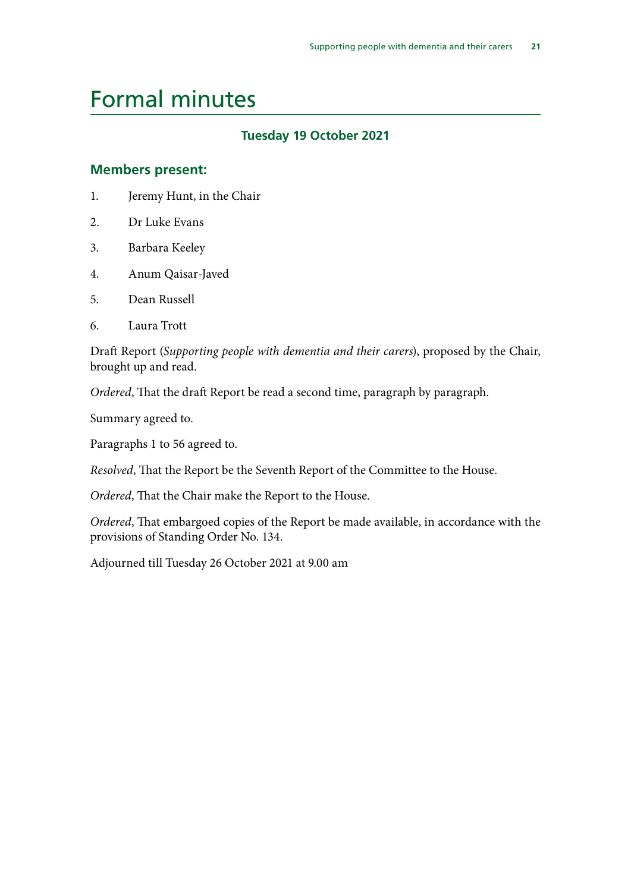# Formal minutes

### Tuesday 19 October 2021

### Members present:

1. Jeremy Hunt, in the Chair
2. Dr Luke Evans
3. Barbara Keeley
4. Anum Qaisar-Javed
5. Dean Russell
6. Laura Trott

Draft Report (*Supporting people with dementia and their carers*), proposed by the Chair, brought up and read.

*Ordered*, That the draft Report be read a second time, paragraph by paragraph.

Summary agreed to.

Paragraphs 1 to 56 agreed to.

*Resolved*, That the Report be the Seventh Report of the Committee to the House.

*Ordered*, That the Chair make the Report to the House.

*Ordered*, That embargoed copies of the Report be made available, in accordance with the provisions of Standing Order No. 134.

Adjourned till Tuesday 26 October 2021 at 9.00 am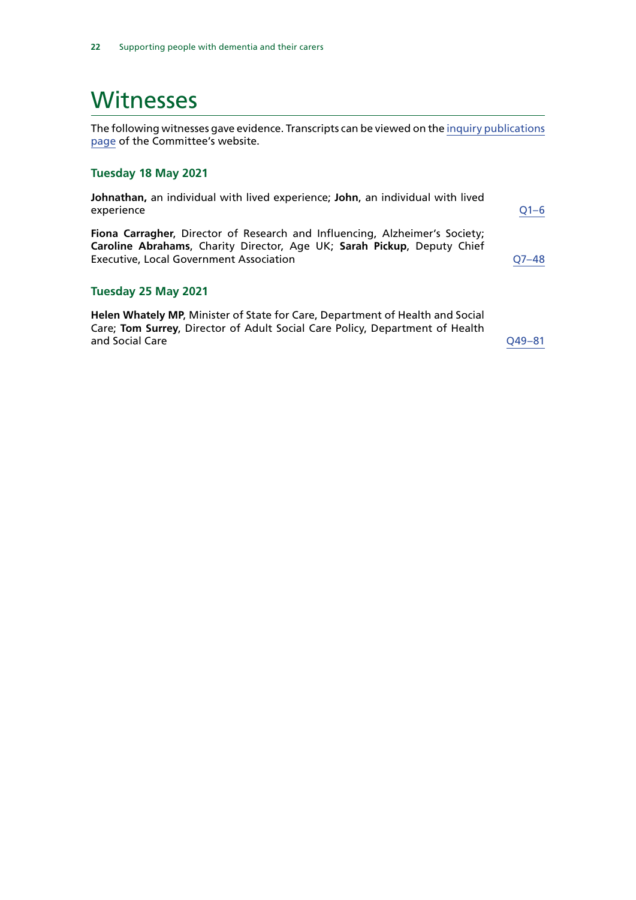# Witnesses

The following witnesses gave evidence. Transcripts can be viewed on the inquiry publications page of the Committee's website.

### Tuesday 18 May 2021

**Johnathan,** an individual with lived experience; **John**, an individual with lived experience — Q1–6

**Fiona Carragher**, Director of Research and Influencing, Alzheimer's Society; **Caroline Abrahams**, Charity Director, Age UK; **Sarah Pickup**, Deputy Chief Executive, Local Government Association — Q7–48

### Tuesday 25 May 2021

**Helen Whately MP**, Minister of State for Care, Department of Health and Social Care; **Tom Surrey**, Director of Adult Social Care Policy, Department of Health and Social Care — Q49–81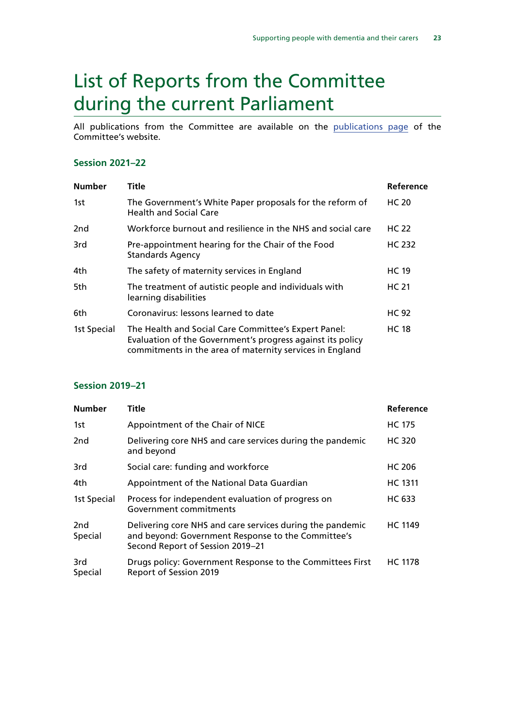# List of Reports from the Committee during the current Parliament

All publications from the Committee are available on the publications page of the Committee's website.

### Session 2021–22

| Number | Title | Reference |
|---|---|---|
| 1st | The Government's White Paper proposals for the reform of Health and Social Care | HC 20 |
| 2nd | Workforce burnout and resilience in the NHS and social care | HC 22 |
| 3rd | Pre-appointment hearing for the Chair of the Food Standards Agency | HC 232 |
| 4th | The safety of maternity services in England | HC 19 |
| 5th | The treatment of autistic people and individuals with learning disabilities | HC 21 |
| 6th | Coronavirus: lessons learned to date | HC 92 |
| 1st Special | The Health and Social Care Committee's Expert Panel: Evaluation of the Government's progress against its policy commitments in the area of maternity services in England | HC 18 |

### Session 2019–21

| Number | Title | Reference |
|---|---|---|
| 1st | Appointment of the Chair of NICE | HC 175 |
| 2nd | Delivering core NHS and care services during the pandemic and beyond | HC 320 |
| 3rd | Social care: funding and workforce | HC 206 |
| 4th | Appointment of the National Data Guardian | HC 1311 |
| 1st Special | Process for independent evaluation of progress on Government commitments | HC 633 |
| 2nd Special | Delivering core NHS and care services during the pandemic and beyond: Government Response to the Committee's Second Report of Session 2019–21 | HC 1149 |
| 3rd Special | Drugs policy: Government Response to the Committees First Report of Session 2019 | HC 1178 |